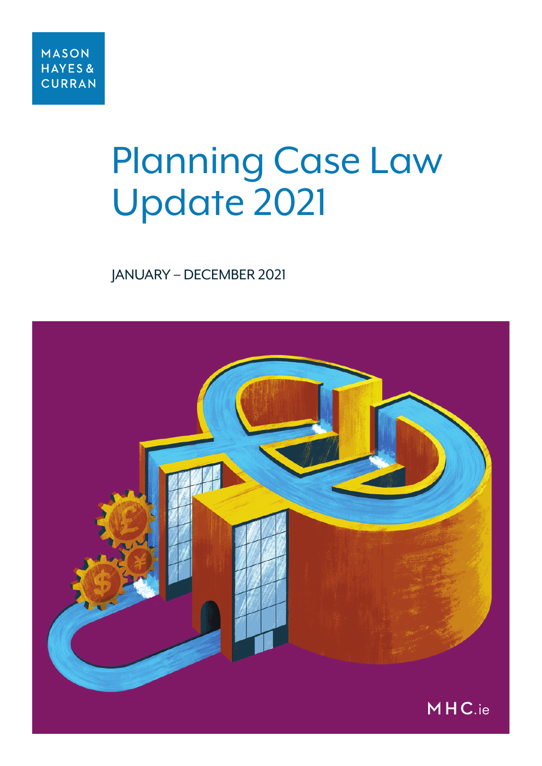MASON HAYES & CURRAN

# Planning Case Law Update 2021

JANUARY – DECEMBER 2021

MHC.ie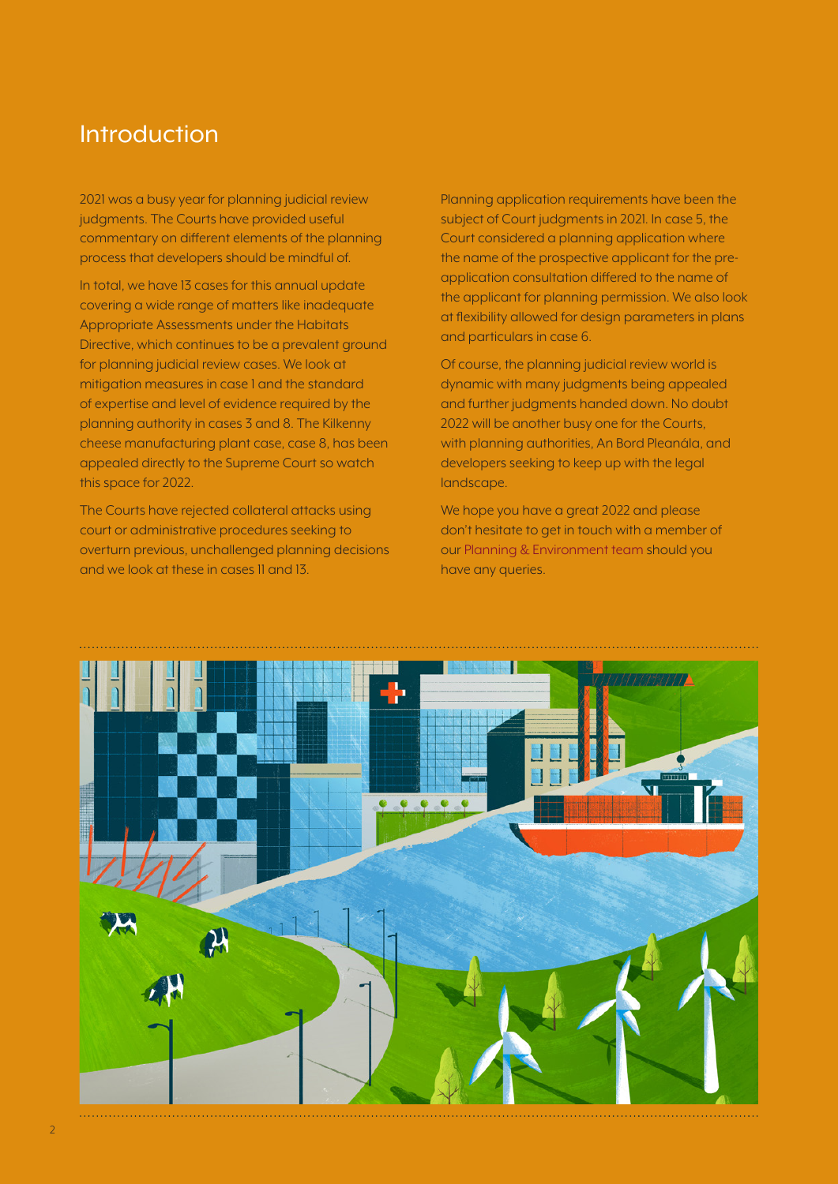# Introduction

2021 was a busy year for planning judicial review judgments. The Courts have provided useful commentary on different elements of the planning process that developers should be mindful of.

In total, we have 13 cases for this annual update covering a wide range of matters like inadequate Appropriate Assessments under the Habitats Directive, which continues to be a prevalent ground for planning judicial review cases. We look at mitigation measures in case 1 and the standard of expertise and level of evidence required by the planning authority in cases 3 and 8. The Kilkenny cheese manufacturing plant case, case 8, has been appealed directly to the Supreme Court so watch this space for 2022.

The Courts have rejected collateral attacks using court or administrative procedures seeking to overturn previous, unchallenged planning decisions and we look at these in cases 11 and 13.

Planning application requirements have been the subject of Court judgments in 2021. In case 5, the Court considered a planning application where the name of the prospective applicant for the pre-application consultation differed to the name of the applicant for planning permission. We also look at flexibility allowed for design parameters in plans and particulars in case 6.

Of course, the planning judicial review world is dynamic with many judgments being appealed and further judgments handed down. No doubt 2022 will be another busy one for the Courts, with planning authorities, An Bord Pleanála, and developers seeking to keep up with the legal landscape.

We hope you have a great 2022 and please don't hesitate to get in touch with a member of our Planning & Environment team should you have any queries.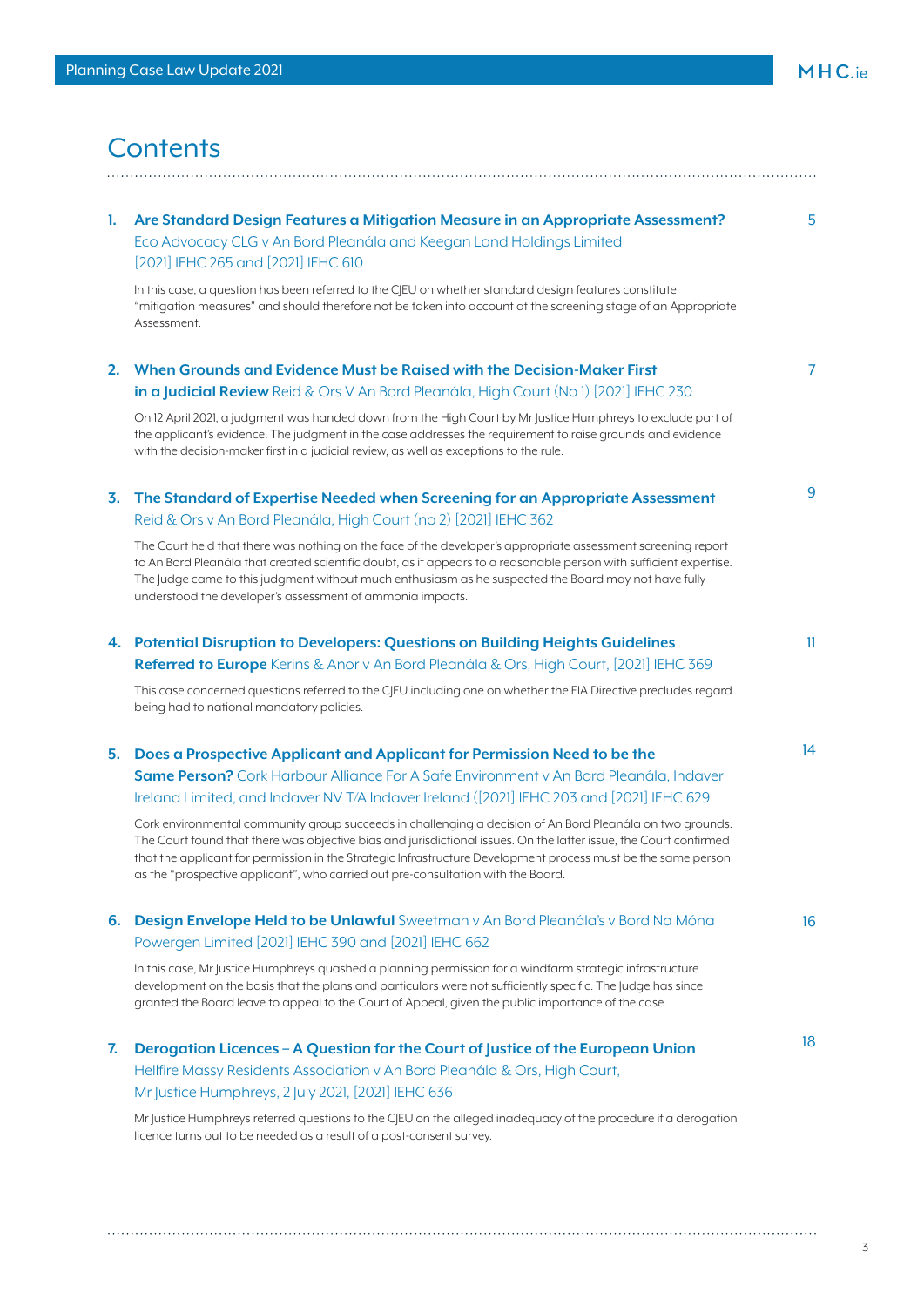# Contents

1. **Are Standard Design Features a Mitigation Measure in an Appropriate Assessment?** Eco Advocacy CLG v An Bord Pleanála and Keegan Land Holdings Limited [2021] IEHC 265 and [2021] IEHC 610 — 5

   In this case, a question has been referred to the CJEU on whether standard design features constitute "mitigation measures" and should therefore not be taken into account at the screening stage of an Appropriate Assessment.

2. **When Grounds and Evidence Must be Raised with the Decision-Maker First in a Judicial Review** Reid & Ors V An Bord Pleanála, High Court (No 1) [2021] IEHC 230 — 7

   On 12 April 2021, a judgment was handed down from the High Court by Mr Justice Humphreys to exclude part of the applicant's evidence. The judgment in the case addresses the requirement to raise grounds and evidence with the decision-maker first in a judicial review, as well as exceptions to the rule.

3. **The Standard of Expertise Needed when Screening for an Appropriate Assessment** Reid & Ors v An Bord Pleanála, High Court (no 2) [2021] IEHC 362 — 9

   The Court held that there was nothing on the face of the developer's appropriate assessment screening report to An Bord Pleanála that created scientific doubt, as it appears to a reasonable person with sufficient expertise. The Judge came to this judgment without much enthusiasm as he suspected the Board may not have fully understood the developer's assessment of ammonia impacts.

4. **Potential Disruption to Developers: Questions on Building Heights Guidelines Referred to Europe** Kerins & Anor v An Bord Pleanála & Ors, High Court, [2021] IEHC 369 — 11

   This case concerned questions referred to the CJEU including one on whether the EIA Directive precludes regard being had to national mandatory policies.

5. **Does a Prospective Applicant and Applicant for Permission Need to be the Same Person?** Cork Harbour Alliance For A Safe Environment v An Bord Pleanála, Indaver Ireland Limited, and Indaver NV T/A Indaver Ireland ([2021] IEHC 203 and [2021] IEHC 629 — 14

   Cork environmental community group succeeds in challenging a decision of An Bord Pleanála on two grounds. The Court found that there was objective bias and jurisdictional issues. On the latter issue, the Court confirmed that the applicant for permission in the Strategic Infrastructure Development process must be the same person as the "prospective applicant", who carried out pre-consultation with the Board.

6. **Design Envelope Held to be Unlawful** Sweetman v An Bord Pleanála's v Bord Na Móna Powergen Limited [2021] IEHC 390 and [2021] IEHC 662 — 16

   In this case, Mr Justice Humphreys quashed a planning permission for a windfarm strategic infrastructure development on the basis that the plans and particulars were not sufficiently specific. The Judge has since granted the Board leave to appeal to the Court of Appeal, given the public importance of the case.

7. **Derogation Licences – A Question for the Court of Justice of the European Union** Hellfire Massy Residents Association v An Bord Pleanála & Ors, High Court, Mr Justice Humphreys, 2 July 2021, [2021] IEHC 636 — 18

   Mr Justice Humphreys referred questions to the CJEU on the alleged inadequacy of the procedure if a derogation licence turns out to be needed as a result of a post-consent survey.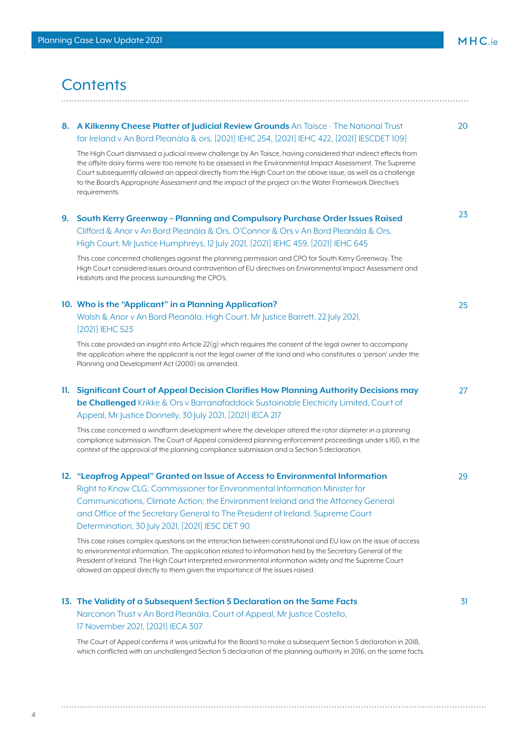# Contents

**8. A Kilkenny Cheese Platter of Judicial Review Grounds** An Taisce - The National Trust for Ireland v An Bord Pleanála & ors, [2021] IEHC 254, [2021] IEHC 422, [2021] IESCDET 109] — 20

The High Court dismissed a judicial review challenge by An Taisce, having considered that indirect effects from the offsite dairy farms were too remote to be assessed in the Environmental Impact Assessment. The Supreme Court subsequently allowed an appeal directly from the High Court on the above issue, as well as a challenge to the Board's Appropriate Assessment and the impact of the project on the Water Framework Directive's requirements.

**9. South Kerry Greenway – Planning and Compulsory Purchase Order Issues Raised** Clifford & Anor v An Bord Pleanála & Ors, O'Connor & Ors v An Bord Pleanála & Ors, High Court, Mr Justice Humphreys, 12 July 2021, [2021] IEHC 459, [2021] IEHC 645 — 23

This case concerned challenges against the planning permission and CPO for South Kerry Greenway. The High Court considered issues around contravention of EU directives on Environmental Impact Assessment and Habitats and the process surrounding the CPO's.

**10. Who is the "Applicant" in a Planning Application?** Walsh & Anor v An Bord Pleanála, High Court, Mr Justice Barrett, 22 July 2021, [2021] IEHC 523 — 25

This case provided an insight into Article 22(g) which requires the consent of the legal owner to accompany the application where the applicant is not the legal owner of the land and who constitutes a 'person' under the Planning and Development Act (2000) as amended.

**11. Significant Court of Appeal Decision Clarifies How Planning Authority Decisions may be Challenged** Krikke & Ors v Barranafaddock Sustainable Electricity Limited, Court of Appeal, Mr Justice Donnelly, 30 July 2021, [2021] IECA 217 — 27

This case concerned a windfarm development where the developer altered the rotor diameter in a planning compliance submission. The Court of Appeal considered planning enforcement proceedings under s.160, in the context of the approval of the planning compliance submission and a Section 5 declaration.

**12. "Leapfrog Appeal" Granted on Issue of Access to Environmental Information** Right to Know CLG; Commissioner for Environmental Information Minister for Communications, Climate Action; the Environment Ireland and the Attorney General and Office of the Secretary General to The President of Ireland. Supreme Court Determination, 30 July 2021, [2021] IESC DET 90 — 29

This case raises complex questions on the interaction between constitutional and EU law on the issue of access to environmental information. The application related to information held by the Secretary General of the President of Ireland. The High Court interpreted environmental information widely and the Supreme Court allowed an appeal directly to them given the importance of the issues raised.

**13. The Validity of a Subsequent Section 5 Declaration on the Same Facts** Narconon Trust v An Bord Pleanála, Court of Appeal, Mr Justice Costello, 17 November 2021, [2021] IECA 307 — 31

The Court of Appeal confirms it was unlawful for the Board to make a subsequent Section 5 declaration in 2018, which conflicted with an unchallenged Section 5 declaration of the planning authority in 2016, on the same facts.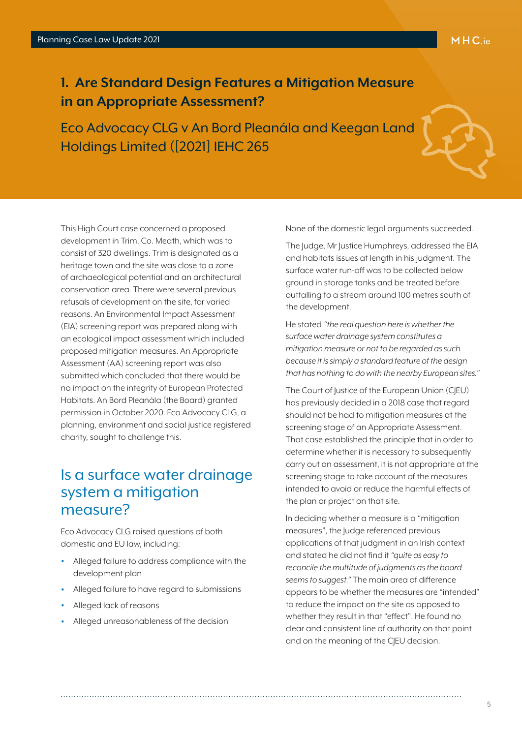## 1. Are Standard Design Features a Mitigation Measure in an Appropriate Assessment?

Eco Advocacy CLG v An Bord Pleanála and Keegan Land Holdings Limited ([2021] IEHC 265

This High Court case concerned a proposed development in Trim, Co. Meath, which was to consist of 320 dwellings. Trim is designated as a heritage town and the site was close to a zone of archaeological potential and an architectural conservation area. There were several previous refusals of development on the site, for varied reasons. An Environmental Impact Assessment (EIA) screening report was prepared along with an ecological impact assessment which included proposed mitigation measures. An Appropriate Assessment (AA) screening report was also submitted which concluded that there would be no impact on the integrity of European Protected Habitats. An Bord Pleanála (the Board) granted permission in October 2020. Eco Advocacy CLG, a planning, environment and social justice registered charity, sought to challenge this.

### Is a surface water drainage system a mitigation measure?

Eco Advocacy CLG raised questions of both domestic and EU law, including:

- Alleged failure to address compliance with the development plan
- Alleged failure to have regard to submissions
- Alleged lack of reasons
- Alleged unreasonableness of the decision

None of the domestic legal arguments succeeded.

The Judge, Mr Justice Humphreys, addressed the EIA and habitats issues at length in his judgment. The surface water run-off was to be collected below ground in storage tanks and be treated before outfalling to a stream around 100 metres south of the development.

He stated *"the real question here is whether the surface water drainage system constitutes a mitigation measure or not to be regarded as such because it is simply a standard feature of the design that has nothing to do with the nearby European sites."*

The Court of Justice of the European Union (CJEU) has previously decided in a 2018 case that regard should not be had to mitigation measures at the screening stage of an Appropriate Assessment. That case established the principle that in order to determine whether it is necessary to subsequently carry out an assessment, it is not appropriate at the screening stage to take account of the measures intended to avoid or reduce the harmful effects of the plan or project on that site.

In deciding whether a measure is a "mitigation measures", the Judge referenced previous applications of that judgment in an Irish context and stated he did not find it *"quite as easy to reconcile the multitude of judgments as the board seems to suggest."* The main area of difference appears to be whether the measures are "intended" to reduce the impact on the site as opposed to whether they result in that "effect". He found no clear and consistent line of authority on that point and on the meaning of the CJEU decision.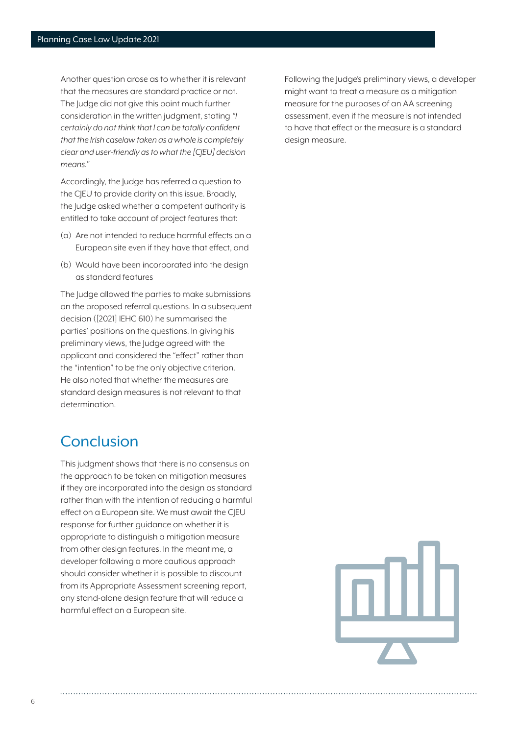Another question arose as to whether it is relevant that the measures are standard practice or not. The Judge did not give this point much further consideration in the written judgment, stating *"I certainly do not think that I can be totally confident that the Irish caselaw taken as a whole is completely clear and user-friendly as to what the [CJEU] decision means."*

Accordingly, the Judge has referred a question to the CJEU to provide clarity on this issue. Broadly, the Judge asked whether a competent authority is entitled to take account of project features that:

(a) Are not intended to reduce harmful effects on a European site even if they have that effect, and

(b) Would have been incorporated into the design as standard features

The Judge allowed the parties to make submissions on the proposed referral questions. In a subsequent decision ([2021] IEHC 610) he summarised the parties' positions on the questions. In giving his preliminary views, the Judge agreed with the applicant and considered the "effect" rather than the "intention" to be the only objective criterion. He also noted that whether the measures are standard design measures is not relevant to that determination.

## Conclusion

This judgment shows that there is no consensus on the approach to be taken on mitigation measures if they are incorporated into the design as standard rather than with the intention of reducing a harmful effect on a European site. We must await the CJEU response for further guidance on whether it is appropriate to distinguish a mitigation measure from other design features. In the meantime, a developer following a more cautious approach should consider whether it is possible to discount from its Appropriate Assessment screening report, any stand-alone design feature that will reduce a harmful effect on a European site.

Following the Judge's preliminary views, a developer might want to treat a measure as a mitigation measure for the purposes of an AA screening assessment, even if the measure is not intended to have that effect or the measure is a standard design measure.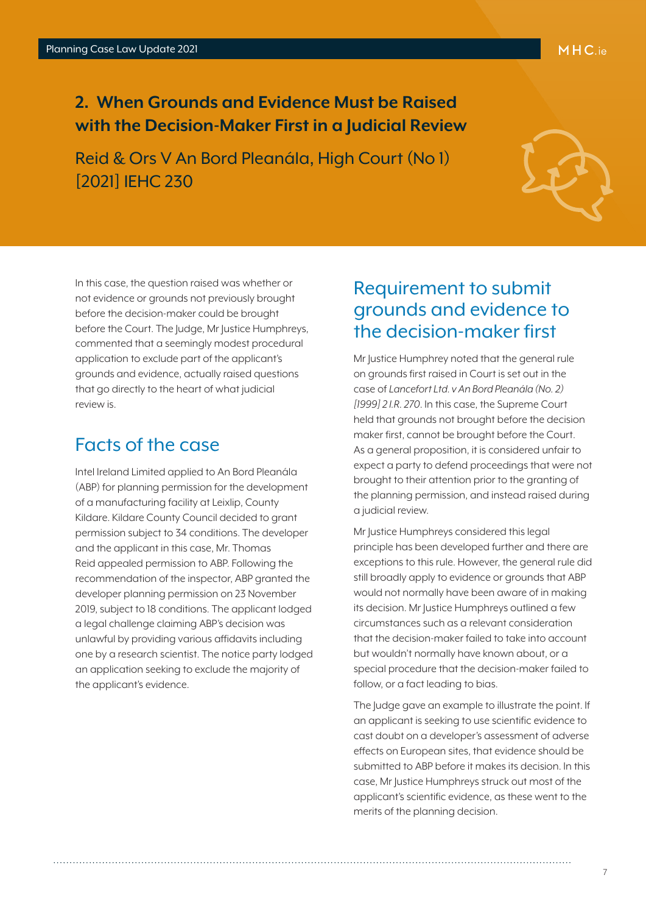## 2. When Grounds and Evidence Must be Raised with the Decision-Maker First in a Judicial Review

Reid & Ors V An Bord Pleanála, High Court (No 1) [2021] IEHC 230

In this case, the question raised was whether or not evidence or grounds not previously brought before the decision-maker could be brought before the Court. The Judge, Mr Justice Humphreys, commented that a seemingly modest procedural application to exclude part of the applicant's grounds and evidence, actually raised questions that go directly to the heart of what judicial review is.

### Facts of the case

Intel Ireland Limited applied to An Bord Pleanála (ABP) for planning permission for the development of a manufacturing facility at Leixlip, County Kildare. Kildare County Council decided to grant permission subject to 34 conditions. The developer and the applicant in this case, Mr. Thomas Reid appealed permission to ABP. Following the recommendation of the inspector, ABP granted the developer planning permission on 23 November 2019, subject to 18 conditions. The applicant lodged a legal challenge claiming ABP's decision was unlawful by providing various affidavits including one by a research scientist. The notice party lodged an application seeking to exclude the majority of the applicant's evidence.

### Requirement to submit grounds and evidence to the decision-maker first

Mr Justice Humphrey noted that the general rule on grounds first raised in Court is set out in the case of *Lancefort Ltd. v An Bord Pleanála (No. 2) [1999] 2 I.R. 270*. In this case, the Supreme Court held that grounds not brought before the decision maker first, cannot be brought before the Court. As a general proposition, it is considered unfair to expect a party to defend proceedings that were not brought to their attention prior to the granting of the planning permission, and instead raised during a judicial review.

Mr Justice Humphreys considered this legal principle has been developed further and there are exceptions to this rule. However, the general rule did still broadly apply to evidence or grounds that ABP would not normally have been aware of in making its decision. Mr Justice Humphreys outlined a few circumstances such as a relevant consideration that the decision-maker failed to take into account but wouldn't normally have known about, or a special procedure that the decision-maker failed to follow, or a fact leading to bias.

The Judge gave an example to illustrate the point. If an applicant is seeking to use scientific evidence to cast doubt on a developer's assessment of adverse effects on European sites, that evidence should be submitted to ABP before it makes its decision. In this case, Mr Justice Humphreys struck out most of the applicant's scientific evidence, as these went to the merits of the planning decision.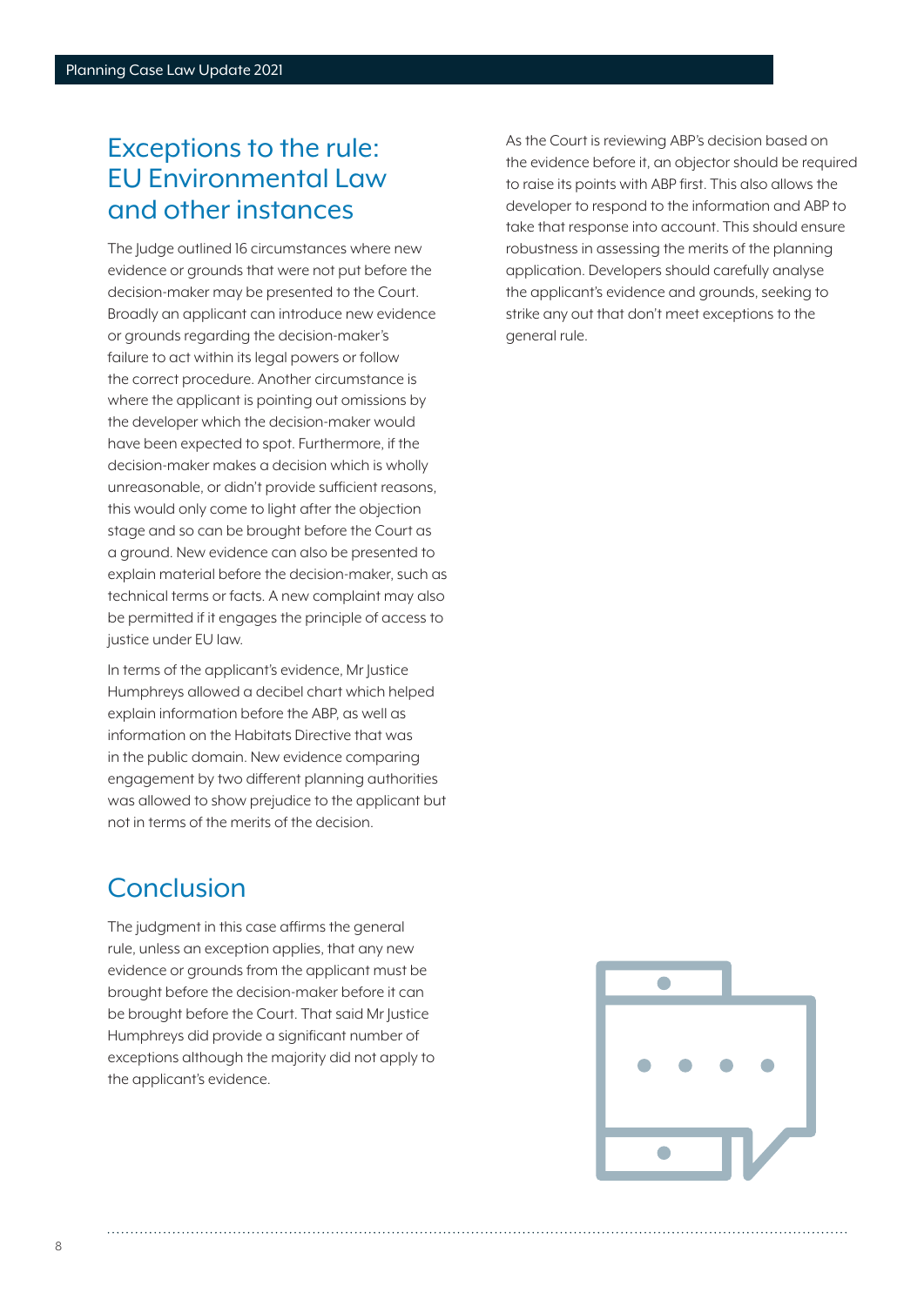## Exceptions to the rule: EU Environmental Law and other instances

The Judge outlined 16 circumstances where new evidence or grounds that were not put before the decision-maker may be presented to the Court. Broadly an applicant can introduce new evidence or grounds regarding the decision-maker's failure to act within its legal powers or follow the correct procedure. Another circumstance is where the applicant is pointing out omissions by the developer which the decision-maker would have been expected to spot. Furthermore, if the decision-maker makes a decision which is wholly unreasonable, or didn't provide sufficient reasons, this would only come to light after the objection stage and so can be brought before the Court as a ground. New evidence can also be presented to explain material before the decision-maker, such as technical terms or facts. A new complaint may also be permitted if it engages the principle of access to justice under EU law.

In terms of the applicant's evidence, Mr Justice Humphreys allowed a decibel chart which helped explain information before the ABP, as well as information on the Habitats Directive that was in the public domain. New evidence comparing engagement by two different planning authorities was allowed to show prejudice to the applicant but not in terms of the merits of the decision.

## Conclusion

The judgment in this case affirms the general rule, unless an exception applies, that any new evidence or grounds from the applicant must be brought before the decision-maker before it can be brought before the Court. That said Mr Justice Humphreys did provide a significant number of exceptions although the majority did not apply to the applicant's evidence.

As the Court is reviewing ABP's decision based on the evidence before it, an objector should be required to raise its points with ABP first. This also allows the developer to respond to the information and ABP to take that response into account. This should ensure robustness in assessing the merits of the planning application. Developers should carefully analyse the applicant's evidence and grounds, seeking to strike any out that don't meet exceptions to the general rule.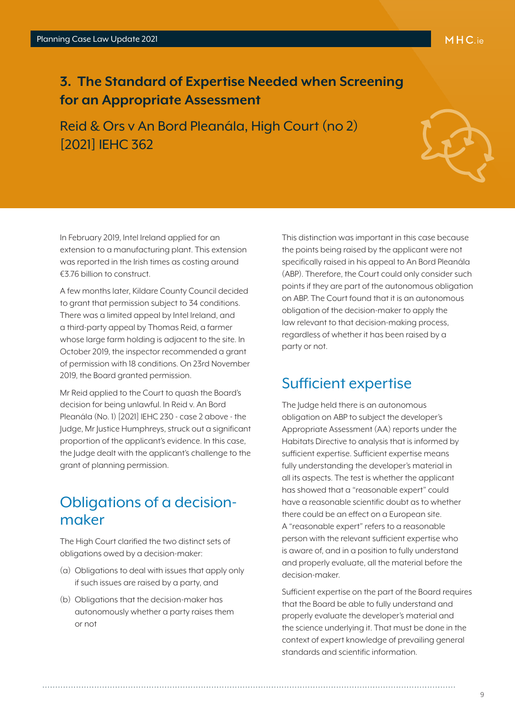## 3. The Standard of Expertise Needed when Screening for an Appropriate Assessment

Reid & Ors v An Bord Pleanála, High Court (no 2) [2021] IEHC 362

In February 2019, Intel Ireland applied for an extension to a manufacturing plant. This extension was reported in the Irish times as costing around €3.76 billion to construct.

A few months later, Kildare County Council decided to grant that permission subject to 34 conditions. There was a limited appeal by Intel Ireland, and a third-party appeal by Thomas Reid, a farmer whose large farm holding is adjacent to the site. In October 2019, the inspector recommended a grant of permission with 18 conditions. On 23rd November 2019, the Board granted permission.

Mr Reid applied to the Court to quash the Board's decision for being unlawful. In Reid v. An Bord Pleanála (No. 1) [2021] IEHC 230 - case 2 above - the Judge, Mr Justice Humphreys, struck out a significant proportion of the applicant's evidence. In this case, the Judge dealt with the applicant's challenge to the grant of planning permission.

### Obligations of a decision-maker

The High Court clarified the two distinct sets of obligations owed by a decision-maker:

(a) Obligations to deal with issues that apply only if such issues are raised by a party, and

(b) Obligations that the decision-maker has autonomously whether a party raises them or not

This distinction was important in this case because the points being raised by the applicant were not specifically raised in his appeal to An Bord Pleanála (ABP). Therefore, the Court could only consider such points if they are part of the autonomous obligation on ABP. The Court found that it is an autonomous obligation of the decision-maker to apply the law relevant to that decision-making process, regardless of whether it has been raised by a party or not.

### Sufficient expertise

The Judge held there is an autonomous obligation on ABP to subject the developer's Appropriate Assessment (AA) reports under the Habitats Directive to analysis that is informed by sufficient expertise. Sufficient expertise means fully understanding the developer's material in all its aspects. The test is whether the applicant has showed that a "reasonable expert" could have a reasonable scientific doubt as to whether there could be an effect on a European site. A "reasonable expert" refers to a reasonable person with the relevant sufficient expertise who is aware of, and in a position to fully understand and properly evaluate, all the material before the decision-maker.

Sufficient expertise on the part of the Board requires that the Board be able to fully understand and properly evaluate the developer's material and the science underlying it. That must be done in the context of expert knowledge of prevailing general standards and scientific information.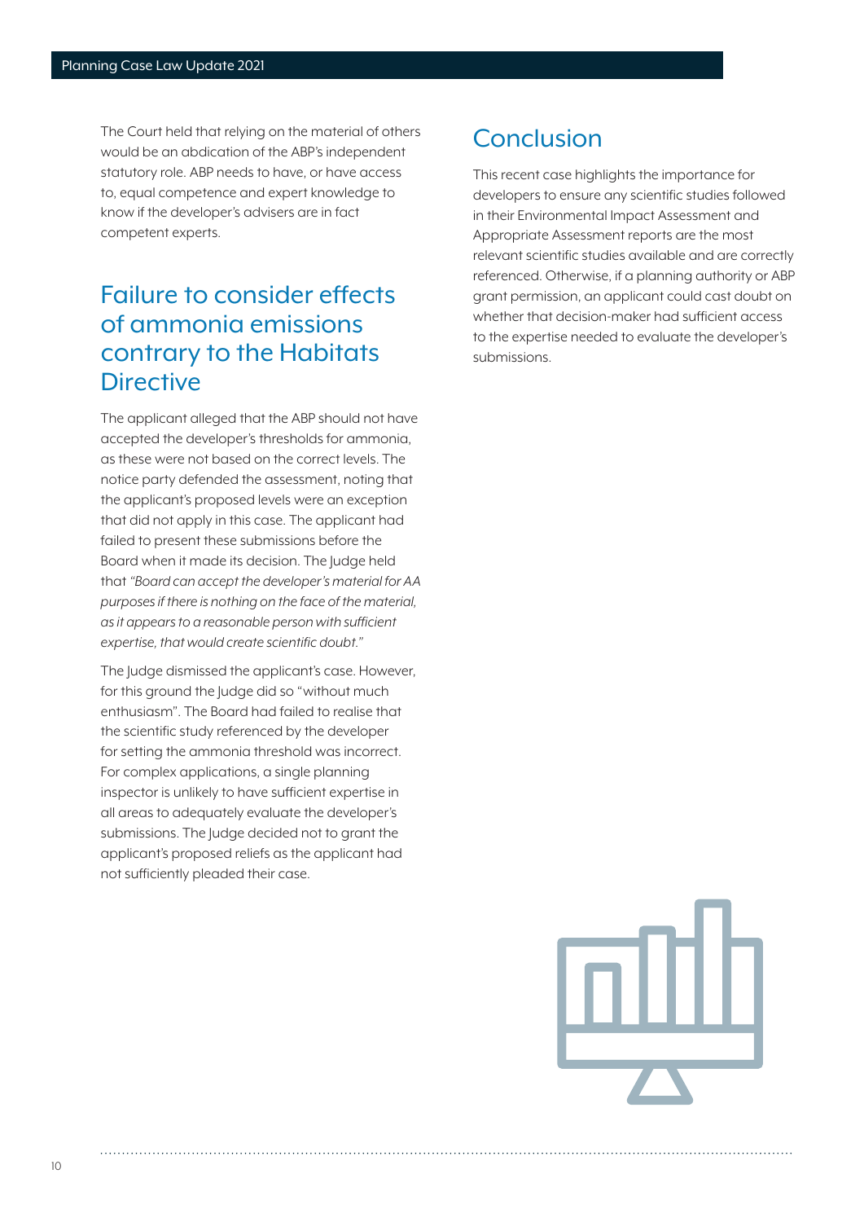The Court held that relying on the material of others would be an abdication of the ABP's independent statutory role. ABP needs to have, or have access to, equal competence and expert knowledge to know if the developer's advisers are in fact competent experts.

## Failure to consider effects of ammonia emissions contrary to the Habitats Directive

The applicant alleged that the ABP should not have accepted the developer's thresholds for ammonia, as these were not based on the correct levels. The notice party defended the assessment, noting that the applicant's proposed levels were an exception that did not apply in this case. The applicant had failed to present these submissions before the Board when it made its decision. The Judge held that *"Board can accept the developer's material for AA purposes if there is nothing on the face of the material, as it appears to a reasonable person with sufficient expertise, that would create scientific doubt."*

The Judge dismissed the applicant's case. However, for this ground the Judge did so "without much enthusiasm". The Board had failed to realise that the scientific study referenced by the developer for setting the ammonia threshold was incorrect. For complex applications, a single planning inspector is unlikely to have sufficient expertise in all areas to adequately evaluate the developer's submissions. The Judge decided not to grant the applicant's proposed reliefs as the applicant had not sufficiently pleaded their case.

## Conclusion

This recent case highlights the importance for developers to ensure any scientific studies followed in their Environmental Impact Assessment and Appropriate Assessment reports are the most relevant scientific studies available and are correctly referenced. Otherwise, if a planning authority or ABP grant permission, an applicant could cast doubt on whether that decision-maker had sufficient access to the expertise needed to evaluate the developer's submissions.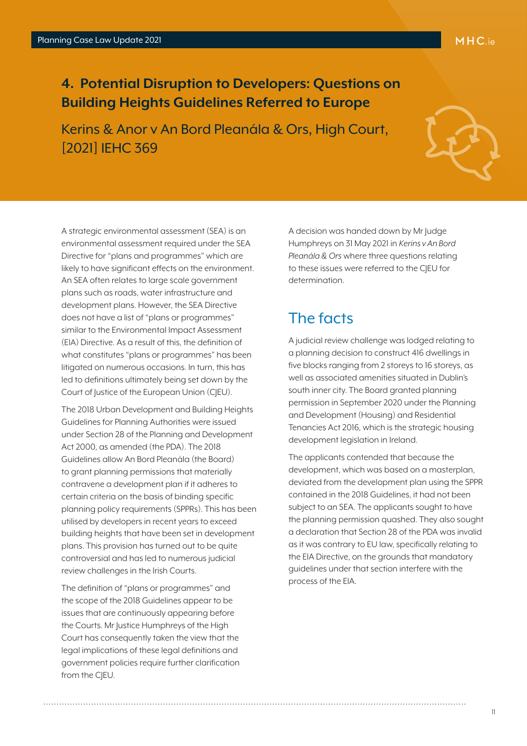## 4. Potential Disruption to Developers: Questions on Building Heights Guidelines Referred to Europe

Kerins & Anor v An Bord Pleanála & Ors, High Court, [2021] IEHC 369

A strategic environmental assessment (SEA) is an environmental assessment required under the SEA Directive for "plans and programmes" which are likely to have significant effects on the environment. An SEA often relates to large scale government plans such as roads, water infrastructure and development plans. However, the SEA Directive does not have a list of "plans or programmes" similar to the Environmental Impact Assessment (EIA) Directive. As a result of this, the definition of what constitutes "plans or programmes" has been litigated on numerous occasions. In turn, this has led to definitions ultimately being set down by the Court of Justice of the European Union (CJEU).

The 2018 Urban Development and Building Heights Guidelines for Planning Authorities were issued under Section 28 of the Planning and Development Act 2000, as amended (the PDA). The 2018 Guidelines allow An Bord Pleanála (the Board) to grant planning permissions that materially contravene a development plan if it adheres to certain criteria on the basis of binding specific planning policy requirements (SPPRs). This has been utilised by developers in recent years to exceed building heights that have been set in development plans. This provision has turned out to be quite controversial and has led to numerous judicial review challenges in the Irish Courts.

The definition of "plans or programmes" and the scope of the 2018 Guidelines appear to be issues that are continuously appearing before the Courts. Mr Justice Humphreys of the High Court has consequently taken the view that the legal implications of these legal definitions and government policies require further clarification from the CJEU.

A decision was handed down by Mr Judge Humphreys on 31 May 2021 in *Kerins v An Bord Pleanála & Ors* where three questions relating to these issues were referred to the CJEU for determination.

## The facts

A judicial review challenge was lodged relating to a planning decision to construct 416 dwellings in five blocks ranging from 2 storeys to 16 storeys, as well as associated amenities situated in Dublin's south inner city. The Board granted planning permission in September 2020 under the Planning and Development (Housing) and Residential Tenancies Act 2016, which is the strategic housing development legislation in Ireland.

The applicants contended that because the development, which was based on a masterplan, deviated from the development plan using the SPPR contained in the 2018 Guidelines, it had not been subject to an SEA. The applicants sought to have the planning permission quashed. They also sought a declaration that Section 28 of the PDA was invalid as it was contrary to EU law, specifically relating to the EIA Directive, on the grounds that mandatory guidelines under that section interfere with the process of the EIA.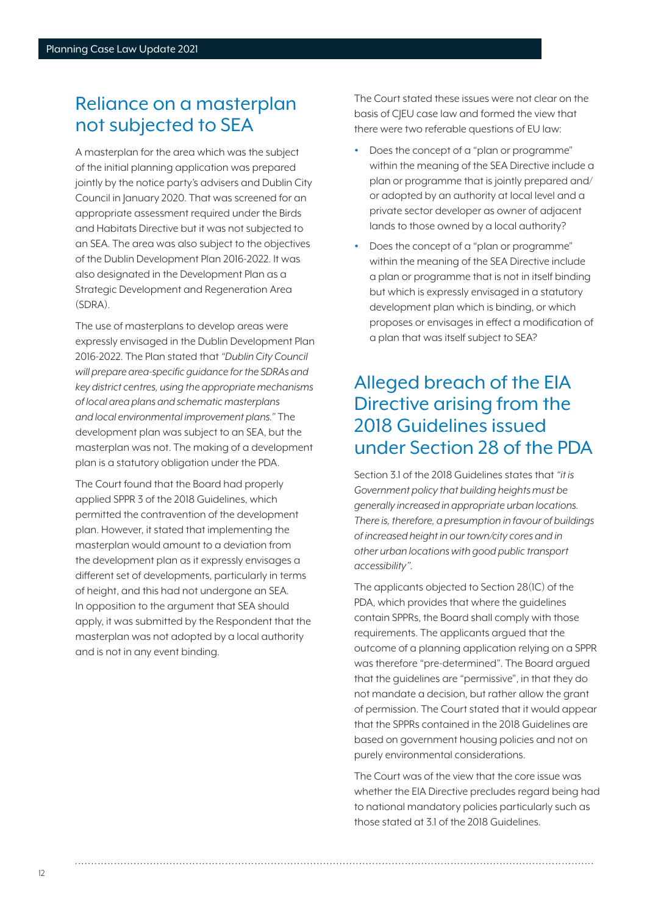## Reliance on a masterplan not subjected to SEA

A masterplan for the area which was the subject of the initial planning application was prepared jointly by the notice party's advisers and Dublin City Council in January 2020. That was screened for an appropriate assessment required under the Birds and Habitats Directive but it was not subjected to an SEA. The area was also subject to the objectives of the Dublin Development Plan 2016-2022. It was also designated in the Development Plan as a Strategic Development and Regeneration Area (SDRA).

The use of masterplans to develop areas were expressly envisaged in the Dublin Development Plan 2016-2022. The Plan stated that *"Dublin City Council will prepare area-specific guidance for the SDRAs and key district centres, using the appropriate mechanisms of local area plans and schematic masterplans and local environmental improvement plans."* The development plan was subject to an SEA, but the masterplan was not. The making of a development plan is a statutory obligation under the PDA.

The Court found that the Board had properly applied SPPR 3 of the 2018 Guidelines, which permitted the contravention of the development plan. However, it stated that implementing the masterplan would amount to a deviation from the development plan as it expressly envisages a different set of developments, particularly in terms of height, and this had not undergone an SEA. In opposition to the argument that SEA should apply, it was submitted by the Respondent that the masterplan was not adopted by a local authority and is not in any event binding.

The Court stated these issues were not clear on the basis of CJEU case law and formed the view that there were two referable questions of EU law:

- Does the concept of a "plan or programme" within the meaning of the SEA Directive include a plan or programme that is jointly prepared and/or adopted by an authority at local level and a private sector developer as owner of adjacent lands to those owned by a local authority?
- Does the concept of a "plan or programme" within the meaning of the SEA Directive include a plan or programme that is not in itself binding but which is expressly envisaged in a statutory development plan which is binding, or which proposes or envisages in effect a modification of a plan that was itself subject to SEA?

## Alleged breach of the EIA Directive arising from the 2018 Guidelines issued under Section 28 of the PDA

Section 3.1 of the 2018 Guidelines states that *"it is Government policy that building heights must be generally increased in appropriate urban locations. There is, therefore, a presumption in favour of buildings of increased height in our town/city cores and in other urban locations with good public transport accessibility"*.

The applicants objected to Section 28(1C) of the PDA, which provides that where the guidelines contain SPPRs, the Board shall comply with those requirements. The applicants argued that the outcome of a planning application relying on a SPPR was therefore "pre-determined". The Board argued that the guidelines are "permissive", in that they do not mandate a decision, but rather allow the grant of permission. The Court stated that it would appear that the SPPRs contained in the 2018 Guidelines are based on government housing policies and not on purely environmental considerations.

The Court was of the view that the core issue was whether the EIA Directive precludes regard being had to national mandatory policies particularly such as those stated at 3.1 of the 2018 Guidelines.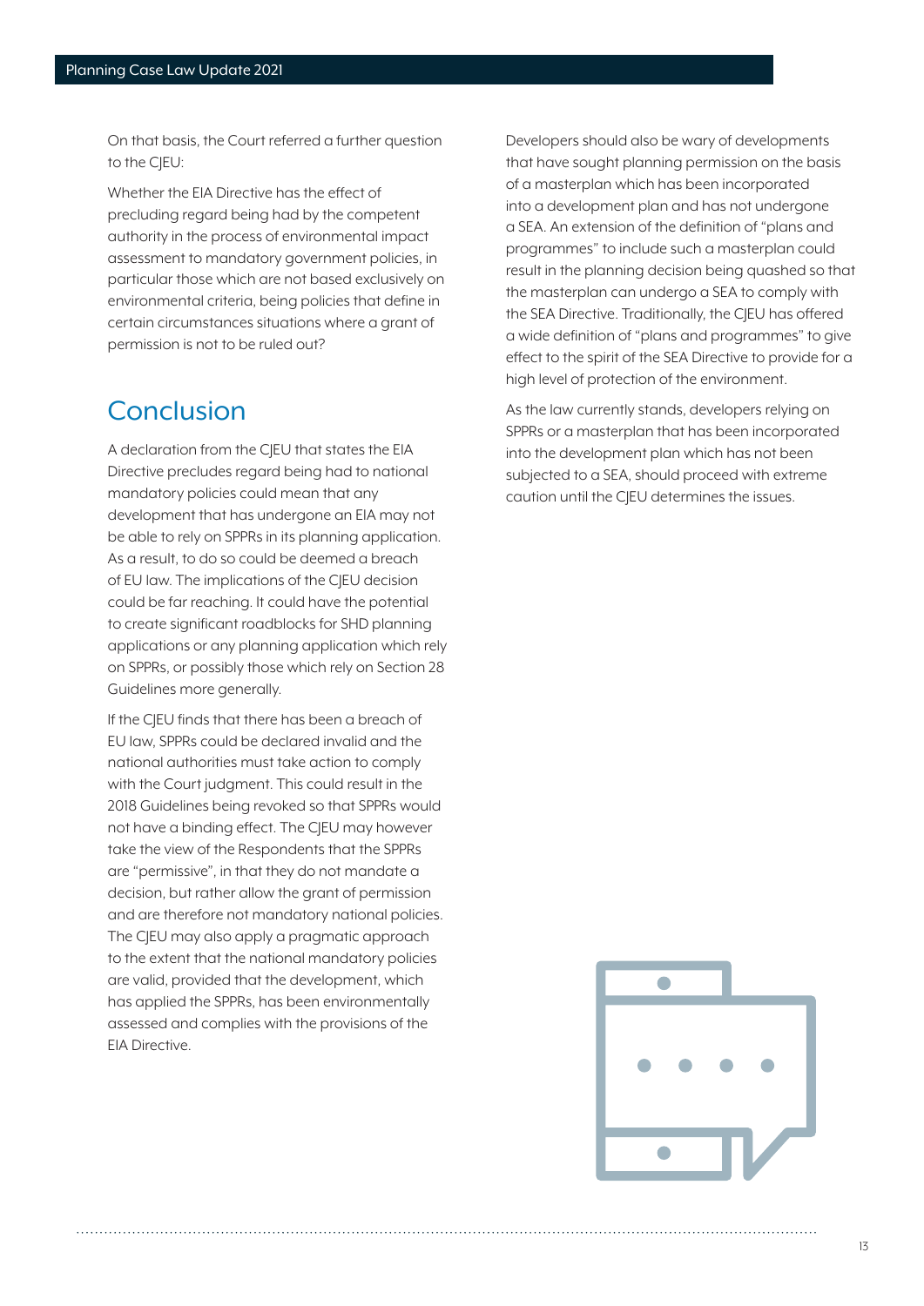On that basis, the Court referred a further question to the CJEU:

Whether the EIA Directive has the effect of precluding regard being had by the competent authority in the process of environmental impact assessment to mandatory government policies, in particular those which are not based exclusively on environmental criteria, being policies that define in certain circumstances situations where a grant of permission is not to be ruled out?

## Conclusion

A declaration from the CJEU that states the EIA Directive precludes regard being had to national mandatory policies could mean that any development that has undergone an EIA may not be able to rely on SPPRs in its planning application. As a result, to do so could be deemed a breach of EU law. The implications of the CJEU decision could be far reaching. It could have the potential to create significant roadblocks for SHD planning applications or any planning application which rely on SPPRs, or possibly those which rely on Section 28 Guidelines more generally.

If the CJEU finds that there has been a breach of EU law, SPPRs could be declared invalid and the national authorities must take action to comply with the Court judgment. This could result in the 2018 Guidelines being revoked so that SPPRs would not have a binding effect. The CJEU may however take the view of the Respondents that the SPPRs are "permissive", in that they do not mandate a decision, but rather allow the grant of permission and are therefore not mandatory national policies. The CJEU may also apply a pragmatic approach to the extent that the national mandatory policies are valid, provided that the development, which has applied the SPPRs, has been environmentally assessed and complies with the provisions of the EIA Directive.

Developers should also be wary of developments that have sought planning permission on the basis of a masterplan which has been incorporated into a development plan and has not undergone a SEA. An extension of the definition of "plans and programmes" to include such a masterplan could result in the planning decision being quashed so that the masterplan can undergo a SEA to comply with the SEA Directive. Traditionally, the CJEU has offered a wide definition of "plans and programmes" to give effect to the spirit of the SEA Directive to provide for a high level of protection of the environment.

As the law currently stands, developers relying on SPPRs or a masterplan that has been incorporated into the development plan which has not been subjected to a SEA, should proceed with extreme caution until the CJEU determines the issues.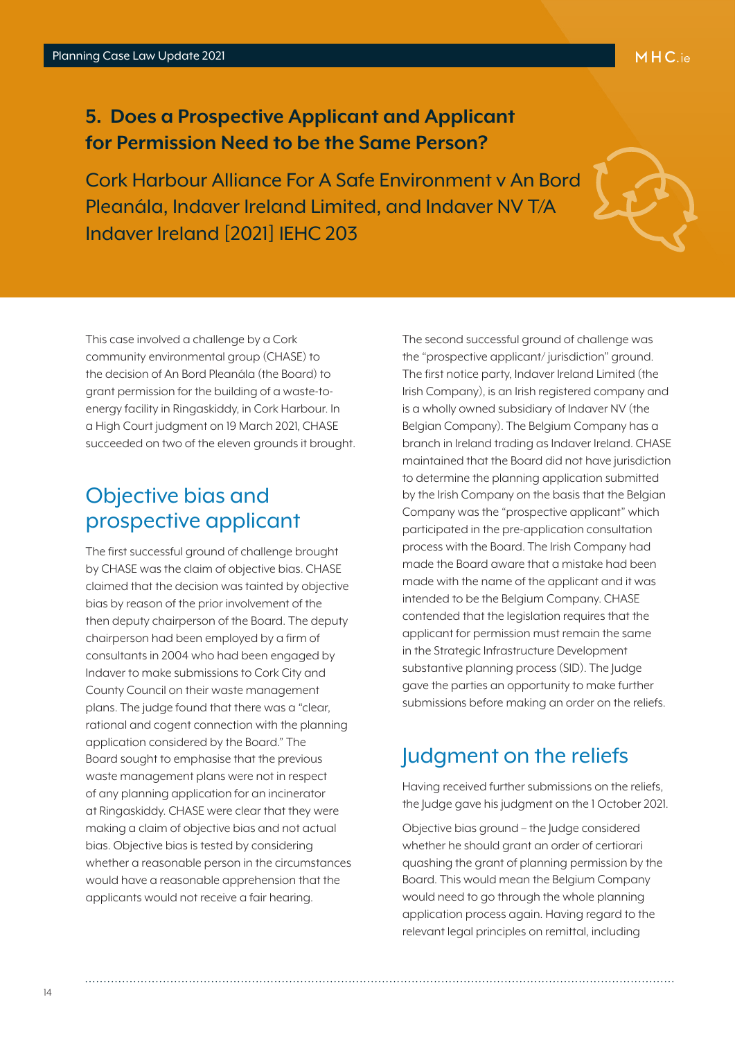## 5. Does a Prospective Applicant and Applicant for Permission Need to be the Same Person?

Cork Harbour Alliance For A Safe Environment v An Bord Pleanála, Indaver Ireland Limited, and Indaver NV T/A Indaver Ireland [2021] IEHC 203

This case involved a challenge by a Cork community environmental group (CHASE) to the decision of An Bord Pleanála (the Board) to grant permission for the building of a waste-to-energy facility in Ringaskiddy, in Cork Harbour. In a High Court judgment on 19 March 2021, CHASE succeeded on two of the eleven grounds it brought.

### Objective bias and prospective applicant

The first successful ground of challenge brought by CHASE was the claim of objective bias. CHASE claimed that the decision was tainted by objective bias by reason of the prior involvement of the then deputy chairperson of the Board. The deputy chairperson had been employed by a firm of consultants in 2004 who had been engaged by Indaver to make submissions to Cork City and County Council on their waste management plans. The judge found that there was a "clear, rational and cogent connection with the planning application considered by the Board." The Board sought to emphasise that the previous waste management plans were not in respect of any planning application for an incinerator at Ringaskiddy. CHASE were clear that they were making a claim of objective bias and not actual bias. Objective bias is tested by considering whether a reasonable person in the circumstances would have a reasonable apprehension that the applicants would not receive a fair hearing.

The second successful ground of challenge was the "prospective applicant/ jurisdiction" ground. The first notice party, Indaver Ireland Limited (the Irish Company), is an Irish registered company and is a wholly owned subsidiary of Indaver NV (the Belgian Company). The Belgium Company has a branch in Ireland trading as Indaver Ireland. CHASE maintained that the Board did not have jurisdiction to determine the planning application submitted by the Irish Company on the basis that the Belgian Company was the "prospective applicant" which participated in the pre-application consultation process with the Board. The Irish Company had made the Board aware that a mistake had been made with the name of the applicant and it was intended to be the Belgium Company. CHASE contended that the legislation requires that the applicant for permission must remain the same in the Strategic Infrastructure Development substantive planning process (SID). The Judge gave the parties an opportunity to make further submissions before making an order on the reliefs.

### Judgment on the reliefs

Having received further submissions on the reliefs, the Judge gave his judgment on the 1 October 2021.

Objective bias ground – the Judge considered whether he should grant an order of certiorari quashing the grant of planning permission by the Board. This would mean the Belgium Company would need to go through the whole planning application process again. Having regard to the relevant legal principles on remittal, including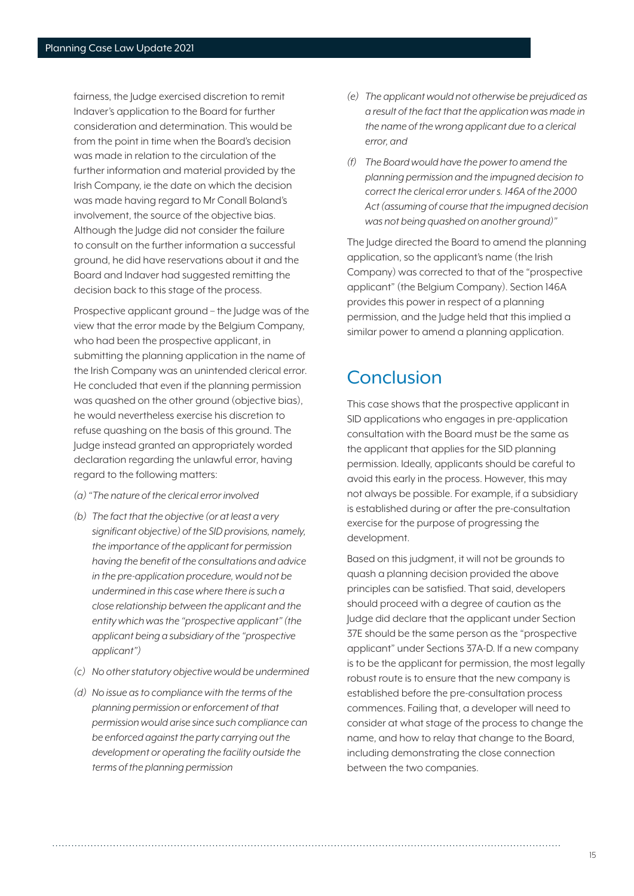fairness, the Judge exercised discretion to remit Indaver's application to the Board for further consideration and determination. This would be from the point in time when the Board's decision was made in relation to the circulation of the further information and material provided by the Irish Company, ie the date on which the decision was made having regard to Mr Conall Boland's involvement, the source of the objective bias. Although the Judge did not consider the failure to consult on the further information a successful ground, he did have reservations about it and the Board and Indaver had suggested remitting the decision back to this stage of the process.

Prospective applicant ground – the Judge was of the view that the error made by the Belgium Company, who had been the prospective applicant, in submitting the planning application in the name of the Irish Company was an unintended clerical error. He concluded that even if the planning permission was quashed on the other ground (objective bias), he would nevertheless exercise his discretion to refuse quashing on the basis of this ground. The Judge instead granted an appropriately worded declaration regarding the unlawful error, having regard to the following matters:

*(a) "The nature of the clerical error involved*

*(b) The fact that the objective (or at least a very significant objective) of the SID provisions, namely, the importance of the applicant for permission having the benefit of the consultations and advice in the pre-application procedure, would not be undermined in this case where there is such a close relationship between the applicant and the entity which was the "prospective applicant" (the applicant being a subsidiary of the "prospective applicant")*

*(c) No other statutory objective would be undermined*

*(d) No issue as to compliance with the terms of the planning permission or enforcement of that permission would arise since such compliance can be enforced against the party carrying out the development or operating the facility outside the terms of the planning permission*

*(e) The applicant would not otherwise be prejudiced as a result of the fact that the application was made in the name of the wrong applicant due to a clerical error, and*

*(f) The Board would have the power to amend the planning permission and the impugned decision to correct the clerical error under s. 146A of the 2000 Act (assuming of course that the impugned decision was not being quashed on another ground)"*

The Judge directed the Board to amend the planning application, so the applicant's name (the Irish Company) was corrected to that of the "prospective applicant" (the Belgium Company). Section 146A provides this power in respect of a planning permission, and the Judge held that this implied a similar power to amend a planning application.

## Conclusion

This case shows that the prospective applicant in SID applications who engages in pre-application consultation with the Board must be the same as the applicant that applies for the SID planning permission. Ideally, applicants should be careful to avoid this early in the process. However, this may not always be possible. For example, if a subsidiary is established during or after the pre-consultation exercise for the purpose of progressing the development.

Based on this judgment, it will not be grounds to quash a planning decision provided the above principles can be satisfied. That said, developers should proceed with a degree of caution as the Judge did declare that the applicant under Section 37E should be the same person as the "prospective applicant" under Sections 37A-D. If a new company is to be the applicant for permission, the most legally robust route is to ensure that the new company is established before the pre-consultation process commences. Failing that, a developer will need to consider at what stage of the process to change the name, and how to relay that change to the Board, including demonstrating the close connection between the two companies.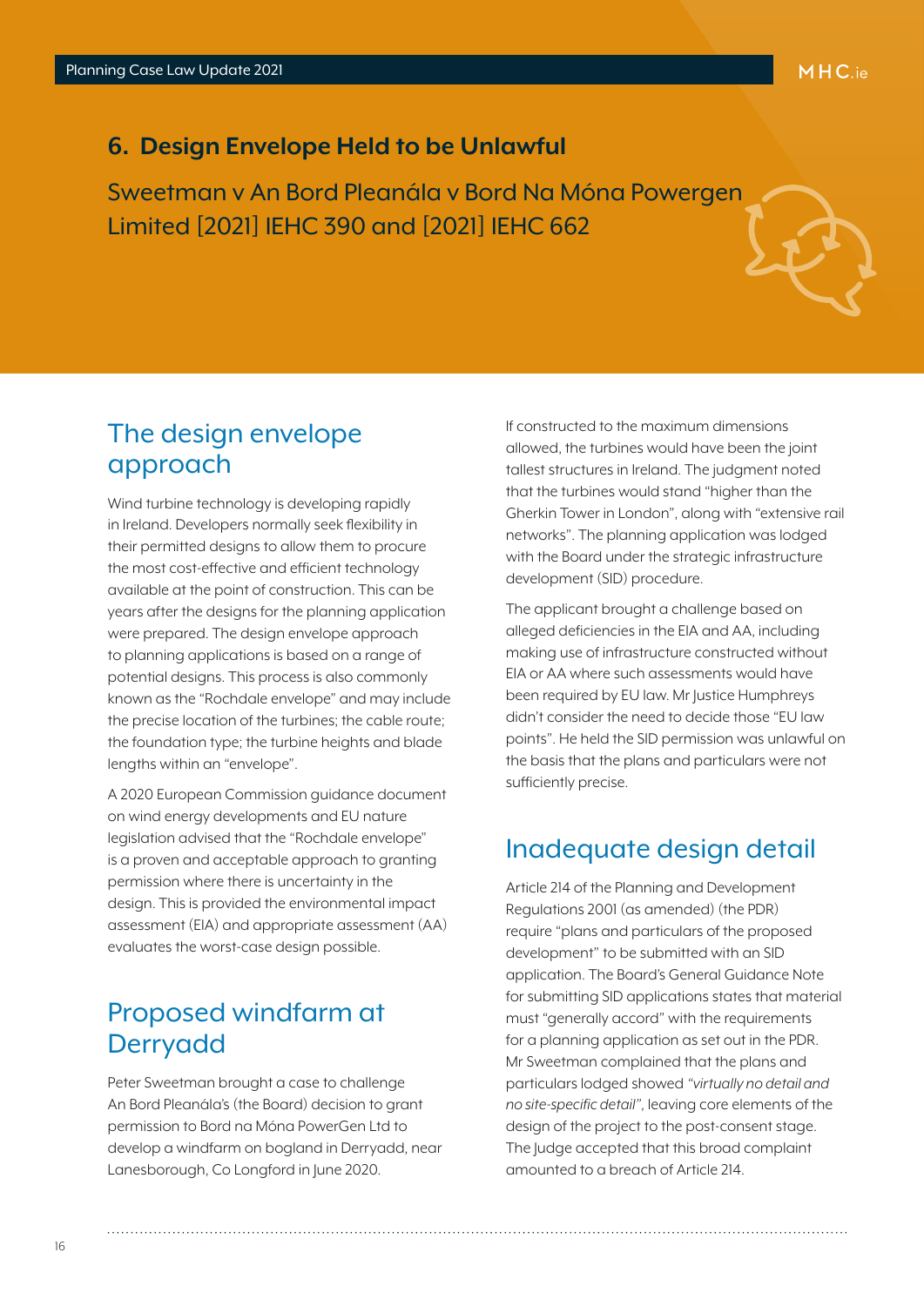## 6. Design Envelope Held to be Unlawful

Sweetman v An Bord Pleanála v Bord Na Móna Powergen Limited [2021] IEHC 390 and [2021] IEHC 662

### The design envelope approach

Wind turbine technology is developing rapidly in Ireland. Developers normally seek flexibility in their permitted designs to allow them to procure the most cost-effective and efficient technology available at the point of construction. This can be years after the designs for the planning application were prepared. The design envelope approach to planning applications is based on a range of potential designs. This process is also commonly known as the "Rochdale envelope" and may include the precise location of the turbines; the cable route; the foundation type; the turbine heights and blade lengths within an "envelope".

A 2020 European Commission guidance document on wind energy developments and EU nature legislation advised that the "Rochdale envelope" is a proven and acceptable approach to granting permission where there is uncertainty in the design. This is provided the environmental impact assessment (EIA) and appropriate assessment (AA) evaluates the worst-case design possible.

### Proposed windfarm at Derryadd

Peter Sweetman brought a case to challenge An Bord Pleanála's (the Board) decision to grant permission to Bord na Móna PowerGen Ltd to develop a windfarm on bogland in Derryadd, near Lanesborough, Co Longford in June 2020.

If constructed to the maximum dimensions allowed, the turbines would have been the joint tallest structures in Ireland. The judgment noted that the turbines would stand "higher than the Gherkin Tower in London", along with "extensive rail networks". The planning application was lodged with the Board under the strategic infrastructure development (SID) procedure.

The applicant brought a challenge based on alleged deficiencies in the EIA and AA, including making use of infrastructure constructed without EIA or AA where such assessments would have been required by EU law. Mr Justice Humphreys didn't consider the need to decide those "EU law points". He held the SID permission was unlawful on the basis that the plans and particulars were not sufficiently precise.

### Inadequate design detail

Article 214 of the Planning and Development Regulations 2001 (as amended) (the PDR) require "plans and particulars of the proposed development" to be submitted with an SID application. The Board's General Guidance Note for submitting SID applications states that material must "generally accord" with the requirements for a planning application as set out in the PDR. Mr Sweetman complained that the plans and particulars lodged showed *"virtually no detail and no site-specific detail"*, leaving core elements of the design of the project to the post-consent stage. The Judge accepted that this broad complaint amounted to a breach of Article 214.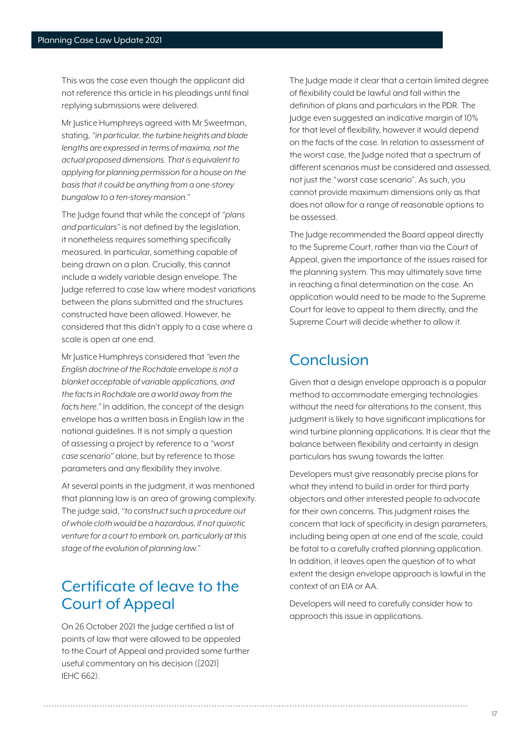This was the case even though the applicant did not reference this article in his pleadings until final replying submissions were delivered.

Mr Justice Humphreys agreed with Mr Sweetman, stating, *"in particular, the turbine heights and blade lengths are expressed in terms of maxima, not the actual proposed dimensions. That is equivalent to applying for planning permission for a house on the basis that it could be anything from a one-storey bungalow to a ten-storey mansion."*

The Judge found that while the concept of *"plans and particulars"* is not defined by the legislation, it nonetheless requires something specifically measured. In particular, something capable of being drawn on a plan. Crucially, this cannot include a widely variable design envelope. The Judge referred to case law where modest variations between the plans submitted and the structures constructed have been allowed. However, he considered that this didn't apply to a case where a scale is open at one end.

Mr Justice Humphreys considered that *"even the English doctrine of the Rochdale envelope is not a blanket acceptable of variable applications, and the facts in Rochdale are a world away from the facts here."* In addition, the concept of the design envelope has a written basis in English law in the national guidelines. It is not simply a question of assessing a project by reference to a *"worst case scenario"* alone, but by reference to those parameters and any flexibility they involve.

At several points in the judgment, it was mentioned that planning law is an area of growing complexity. The judge said, *"to construct such a procedure out of whole cloth would be a hazardous, if not quixotic venture for a court to embark on, particularly at this stage of the evolution of planning law."*

## Certificate of leave to the Court of Appeal

On 26 October 2021 the Judge certified a list of points of law that were allowed to be appealed to the Court of Appeal and provided some further useful commentary on his decision ([2021] IEHC 662).

The Judge made it clear that a certain limited degree of flexibility could be lawful and fall within the definition of plans and particulars in the PDR. The Judge even suggested an indicative margin of 10% for that level of flexibility, however it would depend on the facts of the case. In relation to assessment of the worst case, the Judge noted that a spectrum of different scenarios must be considered and assessed, not just the "worst case scenario". As such, you cannot provide maximum dimensions only as that does not allow for a range of reasonable options to be assessed.

The Judge recommended the Board appeal directly to the Supreme Court, rather than via the Court of Appeal, given the importance of the issues raised for the planning system. This may ultimately save time in reaching a final determination on the case. An application would need to be made to the Supreme Court for leave to appeal to them directly, and the Supreme Court will decide whether to allow it.

## Conclusion

Given that a design envelope approach is a popular method to accommodate emerging technologies without the need for alterations to the consent, this judgment is likely to have significant implications for wind turbine planning applications. It is clear that the balance between flexibility and certainty in design particulars has swung towards the latter.

Developers must give reasonably precise plans for what they intend to build in order for third party objectors and other interested people to advocate for their own concerns. This judgment raises the concern that lack of specificity in design parameters, including being open at one end of the scale, could be fatal to a carefully crafted planning application. In addition, it leaves open the question of to what extent the design envelope approach is lawful in the context of an EIA or AA.

Developers will need to carefully consider how to approach this issue in applications.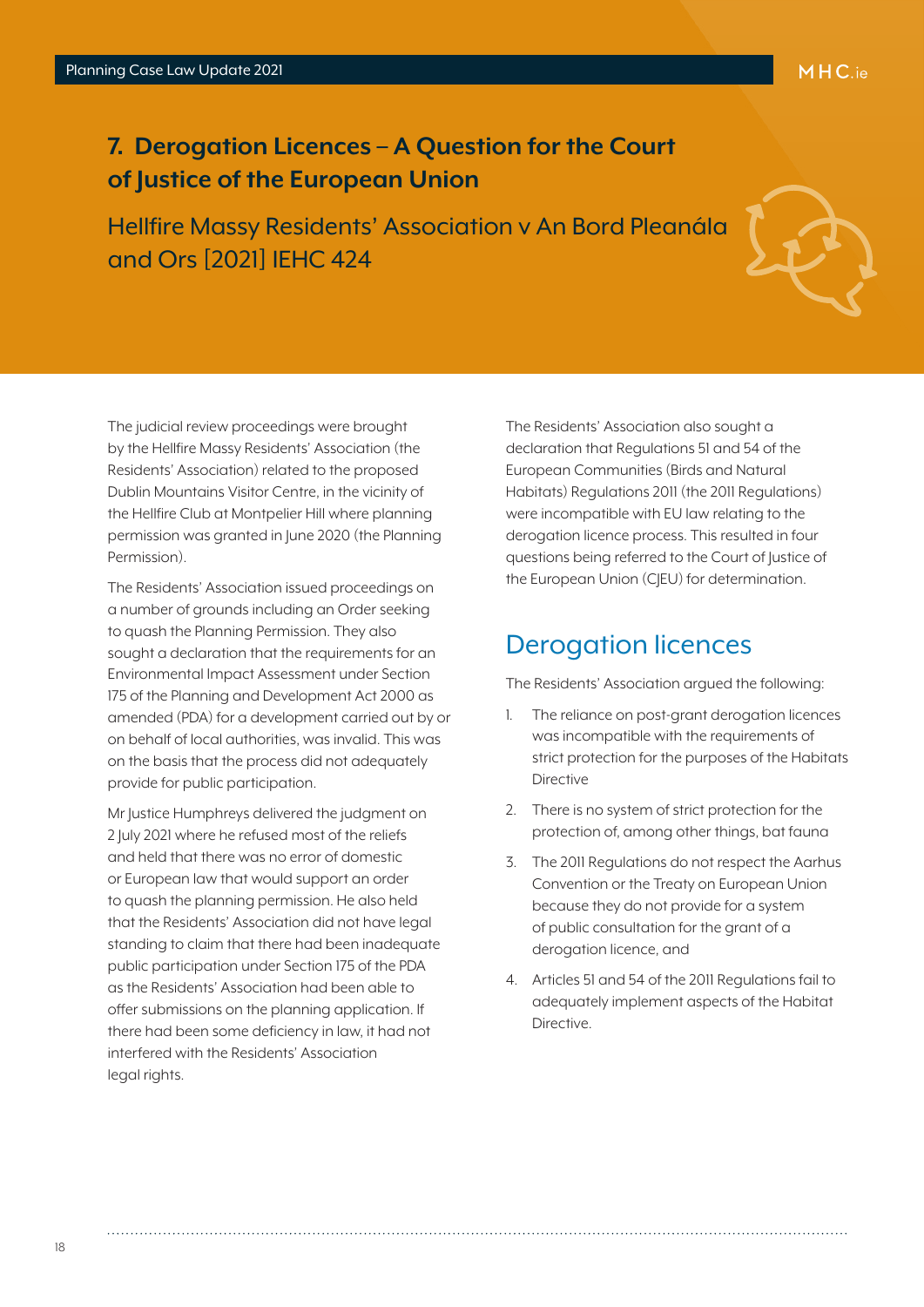## 7. Derogation Licences – A Question for the Court of Justice of the European Union

### Hellfire Massy Residents' Association v An Bord Pleanála and Ors [2021] IEHC 424

The judicial review proceedings were brought by the Hellfire Massy Residents' Association (the Residents' Association) related to the proposed Dublin Mountains Visitor Centre, in the vicinity of the Hellfire Club at Montpelier Hill where planning permission was granted in June 2020 (the Planning Permission).

The Residents' Association issued proceedings on a number of grounds including an Order seeking to quash the Planning Permission. They also sought a declaration that the requirements for an Environmental Impact Assessment under Section 175 of the Planning and Development Act 2000 as amended (PDA) for a development carried out by or on behalf of local authorities, was invalid. This was on the basis that the process did not adequately provide for public participation.

Mr Justice Humphreys delivered the judgment on 2 July 2021 where he refused most of the reliefs and held that there was no error of domestic or European law that would support an order to quash the planning permission. He also held that the Residents' Association did not have legal standing to claim that there had been inadequate public participation under Section 175 of the PDA as the Residents' Association had been able to offer submissions on the planning application. If there had been some deficiency in law, it had not interfered with the Residents' Association legal rights.

The Residents' Association also sought a declaration that Regulations 51 and 54 of the European Communities (Birds and Natural Habitats) Regulations 2011 (the 2011 Regulations) were incompatible with EU law relating to the derogation licence process. This resulted in four questions being referred to the Court of Justice of the European Union (CJEU) for determination.

## Derogation licences

The Residents' Association argued the following:

1. The reliance on post-grant derogation licences was incompatible with the requirements of strict protection for the purposes of the Habitats Directive
2. There is no system of strict protection for the protection of, among other things, bat fauna
3. The 2011 Regulations do not respect the Aarhus Convention or the Treaty on European Union because they do not provide for a system of public consultation for the grant of a derogation licence, and
4. Articles 51 and 54 of the 2011 Regulations fail to adequately implement aspects of the Habitat Directive.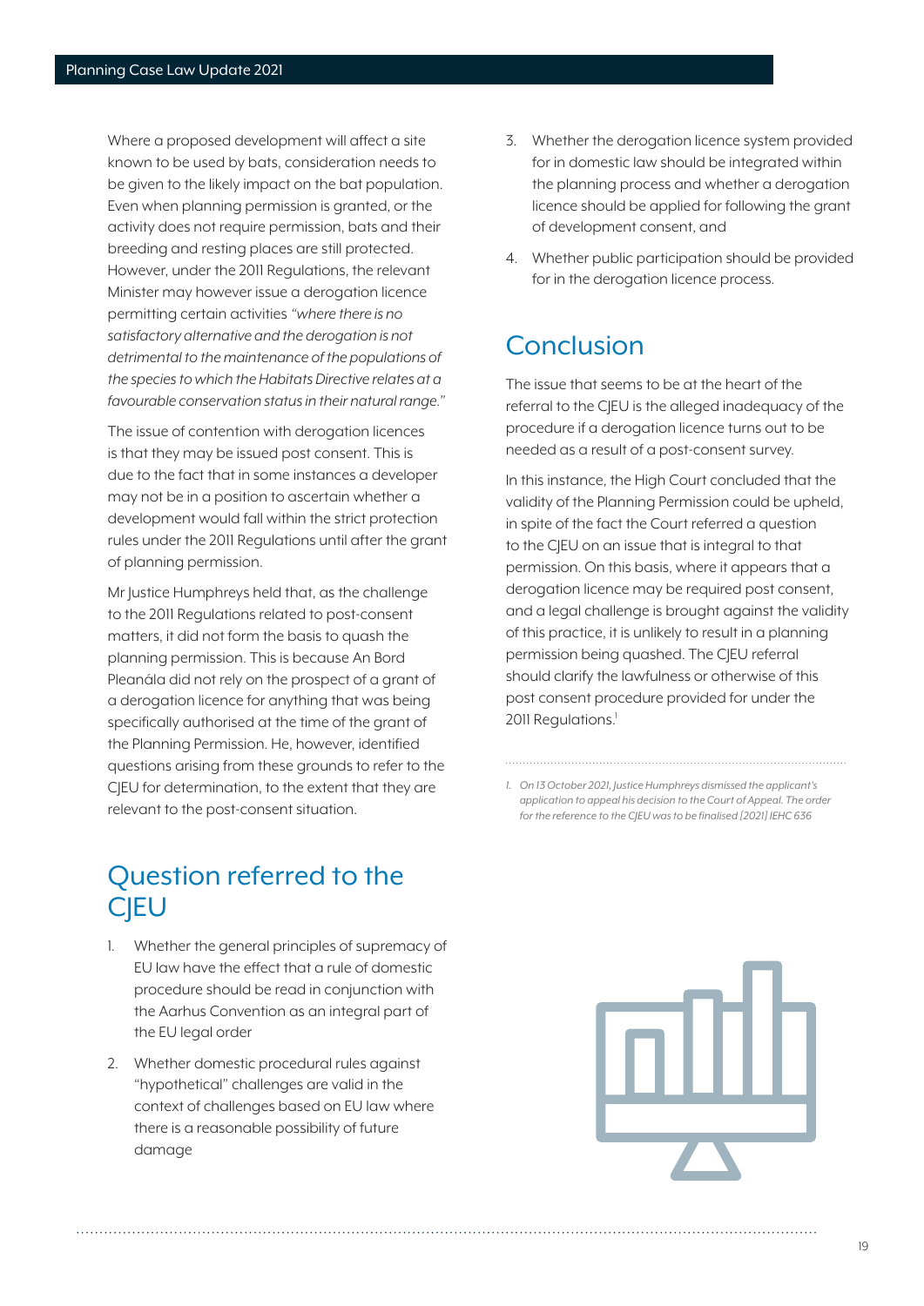Where a proposed development will affect a site known to be used by bats, consideration needs to be given to the likely impact on the bat population. Even when planning permission is granted, or the activity does not require permission, bats and their breeding and resting places are still protected. However, under the 2011 Regulations, the relevant Minister may however issue a derogation licence permitting certain activities *"where there is no satisfactory alternative and the derogation is not detrimental to the maintenance of the populations of the species to which the Habitats Directive relates at a favourable conservation status in their natural range."*

The issue of contention with derogation licences is that they may be issued post consent. This is due to the fact that in some instances a developer may not be in a position to ascertain whether a development would fall within the strict protection rules under the 2011 Regulations until after the grant of planning permission.

Mr Justice Humphreys held that, as the challenge to the 2011 Regulations related to post-consent matters, it did not form the basis to quash the planning permission. This is because An Bord Pleanála did not rely on the prospect of a grant of a derogation licence for anything that was being specifically authorised at the time of the grant of the Planning Permission. He, however, identified questions arising from these grounds to refer to the CJEU for determination, to the extent that they are relevant to the post-consent situation.

## Question referred to the CJEU

1. Whether the general principles of supremacy of EU law have the effect that a rule of domestic procedure should be read in conjunction with the Aarhus Convention as an integral part of the EU legal order
2. Whether domestic procedural rules against "hypothetical" challenges are valid in the context of challenges based on EU law where there is a reasonable possibility of future damage
3. Whether the derogation licence system provided for in domestic law should be integrated within the planning process and whether a derogation licence should be applied for following the grant of development consent, and
4. Whether public participation should be provided for in the derogation licence process.

## Conclusion

The issue that seems to be at the heart of the referral to the CJEU is the alleged inadequacy of the procedure if a derogation licence turns out to be needed as a result of a post-consent survey.

In this instance, the High Court concluded that the validity of the Planning Permission could be upheld, in spite of the fact the Court referred a question to the CJEU on an issue that is integral to that permission. On this basis, where it appears that a derogation licence may be required post consent, and a legal challenge is brought against the validity of this practice, it is unlikely to result in a planning permission being quashed. The CJEU referral should clarify the lawfulness or otherwise of this post consent procedure provided for under the 2011 Regulations.[1]

---

1. *On 13 October 2021, Justice Humphreys dismissed the applicant's application to appeal his decision to the Court of Appeal. The order for the reference to the CJEU was to be finalised [2021] IEHC 636*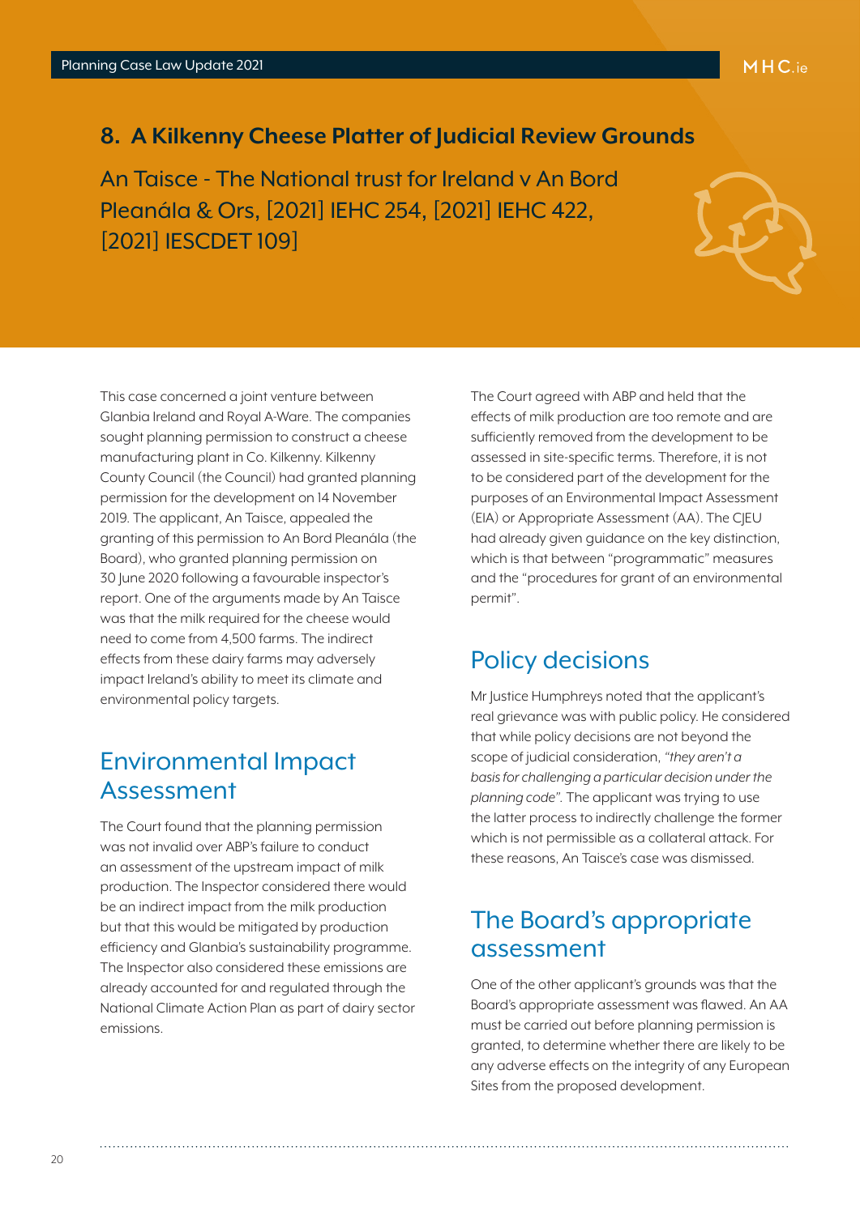## 8. A Kilkenny Cheese Platter of Judicial Review Grounds

An Taisce - The National trust for Ireland v An Bord Pleanála & Ors, [2021] IEHC 254, [2021] IEHC 422, [2021] IESCDET 109]

This case concerned a joint venture between Glanbia Ireland and Royal A-Ware. The companies sought planning permission to construct a cheese manufacturing plant in Co. Kilkenny. Kilkenny County Council (the Council) had granted planning permission for the development on 14 November 2019. The applicant, An Taisce, appealed the granting of this permission to An Bord Pleanála (the Board), who granted planning permission on 30 June 2020 following a favourable inspector's report. One of the arguments made by An Taisce was that the milk required for the cheese would need to come from 4,500 farms. The indirect effects from these dairy farms may adversely impact Ireland's ability to meet its climate and environmental policy targets.

### Environmental Impact Assessment

The Court found that the planning permission was not invalid over ABP's failure to conduct an assessment of the upstream impact of milk production. The Inspector considered there would be an indirect impact from the milk production but that this would be mitigated by production efficiency and Glanbia's sustainability programme. The Inspector also considered these emissions are already accounted for and regulated through the National Climate Action Plan as part of dairy sector emissions.

The Court agreed with ABP and held that the effects of milk production are too remote and are sufficiently removed from the development to be assessed in site-specific terms. Therefore, it is not to be considered part of the development for the purposes of an Environmental Impact Assessment (EIA) or Appropriate Assessment (AA). The CJEU had already given guidance on the key distinction, which is that between "programmatic" measures and the "procedures for grant of an environmental permit".

### Policy decisions

Mr Justice Humphreys noted that the applicant's real grievance was with public policy. He considered that while policy decisions are not beyond the scope of judicial consideration, *"they aren't a basis for challenging a particular decision under the planning code".* The applicant was trying to use the latter process to indirectly challenge the former which is not permissible as a collateral attack. For these reasons, An Taisce's case was dismissed.

### The Board's appropriate assessment

One of the other applicant's grounds was that the Board's appropriate assessment was flawed. An AA must be carried out before planning permission is granted, to determine whether there are likely to be any adverse effects on the integrity of any European Sites from the proposed development.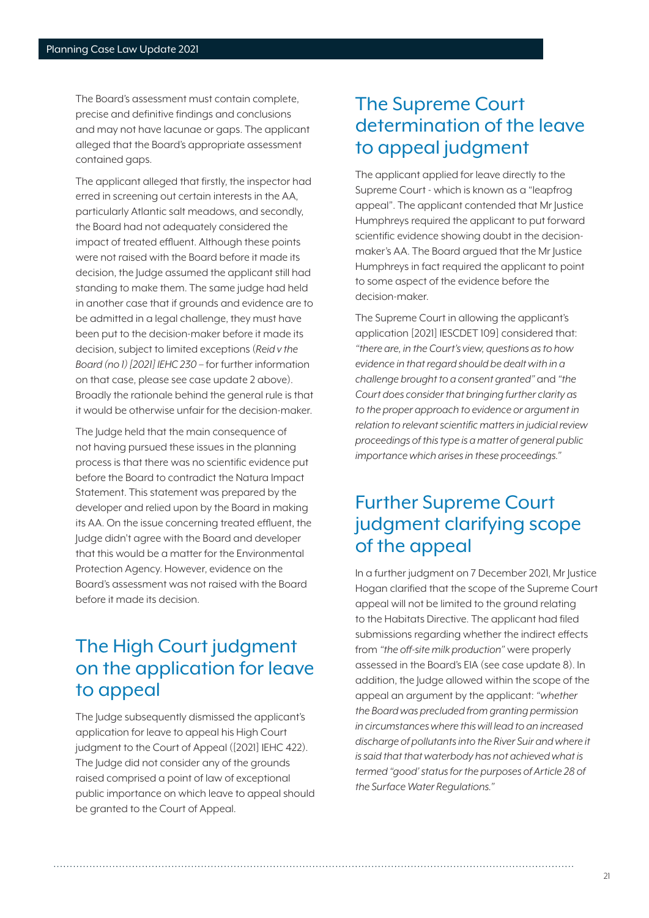The Board's assessment must contain complete, precise and definitive findings and conclusions and may not have lacunae or gaps. The applicant alleged that the Board's appropriate assessment contained gaps.

The applicant alleged that firstly, the inspector had erred in screening out certain interests in the AA, particularly Atlantic salt meadows, and secondly, the Board had not adequately considered the impact of treated effluent. Although these points were not raised with the Board before it made its decision, the Judge assumed the applicant still had standing to make them. The same judge had held in another case that if grounds and evidence are to be admitted in a legal challenge, they must have been put to the decision-maker before it made its decision, subject to limited exceptions (*Reid v the Board (no 1) [2021] IEHC 230* – for further information on that case, please see case update 2 above). Broadly the rationale behind the general rule is that it would be otherwise unfair for the decision-maker.

The Judge held that the main consequence of not having pursued these issues in the planning process is that there was no scientific evidence put before the Board to contradict the Natura Impact Statement. This statement was prepared by the developer and relied upon by the Board in making its AA. On the issue concerning treated effluent, the Judge didn't agree with the Board and developer that this would be a matter for the Environmental Protection Agency. However, evidence on the Board's assessment was not raised with the Board before it made its decision.

## The High Court judgment on the application for leave to appeal

The Judge subsequently dismissed the applicant's application for leave to appeal his High Court judgment to the Court of Appeal ([2021] IEHC 422). The Judge did not consider any of the grounds raised comprised a point of law of exceptional public importance on which leave to appeal should be granted to the Court of Appeal.

## The Supreme Court determination of the leave to appeal judgment

The applicant applied for leave directly to the Supreme Court - which is known as a "leapfrog appeal". The applicant contended that Mr Justice Humphreys required the applicant to put forward scientific evidence showing doubt in the decision-maker's AA. The Board argued that the Mr Justice Humphreys in fact required the applicant to point to some aspect of the evidence before the decision-maker.

The Supreme Court in allowing the applicant's application [2021] IESCDET 109] considered that: *"there are, in the Court's view, questions as to how evidence in that regard should be dealt with in a challenge brought to a consent granted"* and *"the Court does consider that bringing further clarity as to the proper approach to evidence or argument in relation to relevant scientific matters in judicial review proceedings of this type is a matter of general public importance which arises in these proceedings."*

## Further Supreme Court judgment clarifying scope of the appeal

In a further judgment on 7 December 2021, Mr Justice Hogan clarified that the scope of the Supreme Court appeal will not be limited to the ground relating to the Habitats Directive. The applicant had filed submissions regarding whether the indirect effects from *"the off-site milk production"* were properly assessed in the Board's EIA (see case update 8). In addition, the Judge allowed within the scope of the appeal an argument by the applicant: *"whether the Board was precluded from granting permission in circumstances where this will lead to an increased discharge of pollutants into the River Suir and where it is said that that waterbody has not achieved what is termed "good' status for the purposes of Article 28 of the Surface Water Regulations."*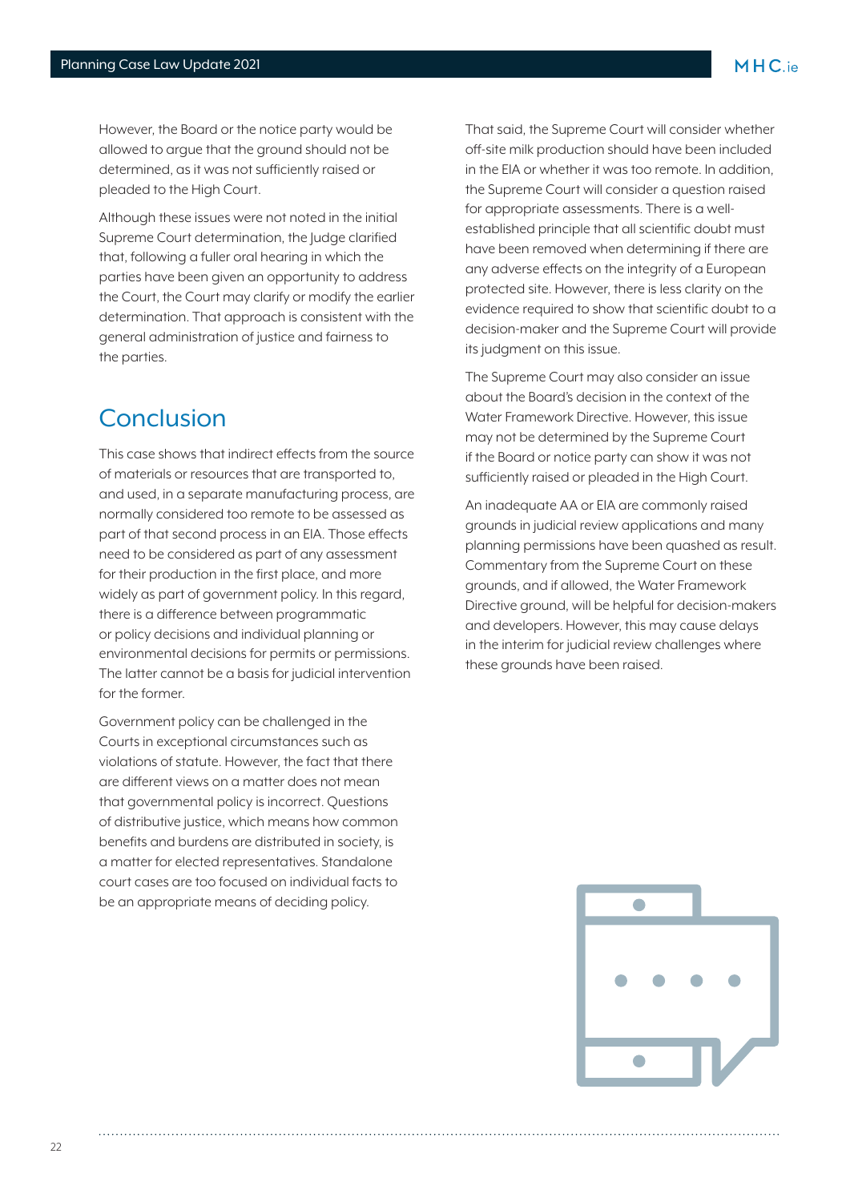However, the Board or the notice party would be allowed to argue that the ground should not be determined, as it was not sufficiently raised or pleaded to the High Court.

Although these issues were not noted in the initial Supreme Court determination, the Judge clarified that, following a fuller oral hearing in which the parties have been given an opportunity to address the Court, the Court may clarify or modify the earlier determination. That approach is consistent with the general administration of justice and fairness to the parties.

## Conclusion

This case shows that indirect effects from the source of materials or resources that are transported to, and used, in a separate manufacturing process, are normally considered too remote to be assessed as part of that second process in an EIA. Those effects need to be considered as part of any assessment for their production in the first place, and more widely as part of government policy. In this regard, there is a difference between programmatic or policy decisions and individual planning or environmental decisions for permits or permissions. The latter cannot be a basis for judicial intervention for the former.

Government policy can be challenged in the Courts in exceptional circumstances such as violations of statute. However, the fact that there are different views on a matter does not mean that governmental policy is incorrect. Questions of distributive justice, which means how common benefits and burdens are distributed in society, is a matter for elected representatives. Standalone court cases are too focused on individual facts to be an appropriate means of deciding policy.

That said, the Supreme Court will consider whether off-site milk production should have been included in the EIA or whether it was too remote. In addition, the Supreme Court will consider a question raised for appropriate assessments. There is a well-established principle that all scientific doubt must have been removed when determining if there are any adverse effects on the integrity of a European protected site. However, there is less clarity on the evidence required to show that scientific doubt to a decision-maker and the Supreme Court will provide its judgment on this issue.

The Supreme Court may also consider an issue about the Board's decision in the context of the Water Framework Directive. However, this issue may not be determined by the Supreme Court if the Board or notice party can show it was not sufficiently raised or pleaded in the High Court.

An inadequate AA or EIA are commonly raised grounds in judicial review applications and many planning permissions have been quashed as result. Commentary from the Supreme Court on these grounds, and if allowed, the Water Framework Directive ground, will be helpful for decision-makers and developers. However, this may cause delays in the interim for judicial review challenges where these grounds have been raised.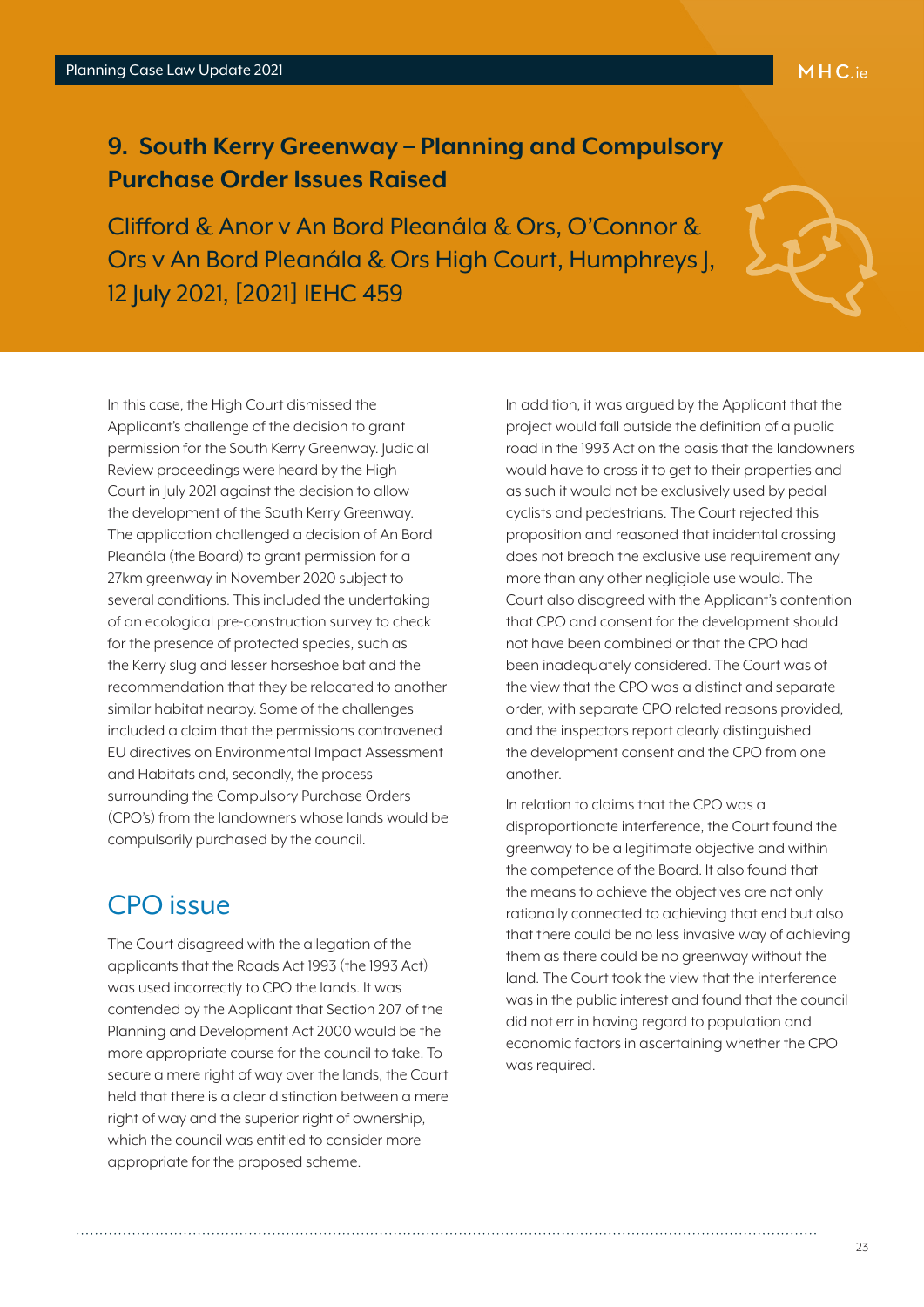## 9. South Kerry Greenway – Planning and Compulsory Purchase Order Issues Raised

### Clifford & Anor v An Bord Pleanála & Ors, O'Connor & Ors v An Bord Pleanála & Ors High Court, Humphreys J, 12 July 2021, [2021] IEHC 459

In this case, the High Court dismissed the Applicant's challenge of the decision to grant permission for the South Kerry Greenway. Judicial Review proceedings were heard by the High Court in July 2021 against the decision to allow the development of the South Kerry Greenway. The application challenged a decision of An Bord Pleanála (the Board) to grant permission for a 27km greenway in November 2020 subject to several conditions. This included the undertaking of an ecological pre-construction survey to check for the presence of protected species, such as the Kerry slug and lesser horseshoe bat and the recommendation that they be relocated to another similar habitat nearby. Some of the challenges included a claim that the permissions contravened EU directives on Environmental Impact Assessment and Habitats and, secondly, the process surrounding the Compulsory Purchase Orders (CPO's) from the landowners whose lands would be compulsorily purchased by the council.

## CPO issue

The Court disagreed with the allegation of the applicants that the Roads Act 1993 (the 1993 Act) was used incorrectly to CPO the lands. It was contended by the Applicant that Section 207 of the Planning and Development Act 2000 would be the more appropriate course for the council to take. To secure a mere right of way over the lands, the Court held that there is a clear distinction between a mere right of way and the superior right of ownership, which the council was entitled to consider more appropriate for the proposed scheme.

In addition, it was argued by the Applicant that the project would fall outside the definition of a public road in the 1993 Act on the basis that the landowners would have to cross it to get to their properties and as such it would not be exclusively used by pedal cyclists and pedestrians. The Court rejected this proposition and reasoned that incidental crossing does not breach the exclusive use requirement any more than any other negligible use would. The Court also disagreed with the Applicant's contention that CPO and consent for the development should not have been combined or that the CPO had been inadequately considered. The Court was of the view that the CPO was a distinct and separate order, with separate CPO related reasons provided, and the inspectors report clearly distinguished the development consent and the CPO from one another.

In relation to claims that the CPO was a disproportionate interference, the Court found the greenway to be a legitimate objective and within the competence of the Board. It also found that the means to achieve the objectives are not only rationally connected to achieving that end but also that there could be no less invasive way of achieving them as there could be no greenway without the land. The Court took the view that the interference was in the public interest and found that the council did not err in having regard to population and economic factors in ascertaining whether the CPO was required.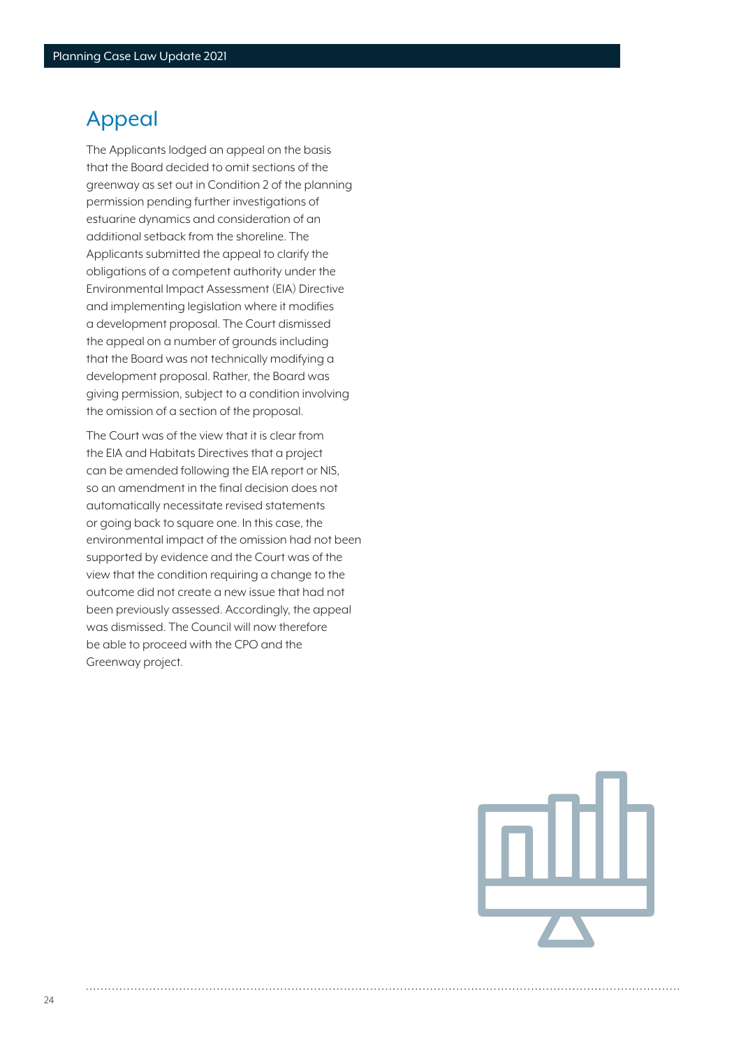## Appeal

The Applicants lodged an appeal on the basis that the Board decided to omit sections of the greenway as set out in Condition 2 of the planning permission pending further investigations of estuarine dynamics and consideration of an additional setback from the shoreline. The Applicants submitted the appeal to clarify the obligations of a competent authority under the Environmental Impact Assessment (EIA) Directive and implementing legislation where it modifies a development proposal. The Court dismissed the appeal on a number of grounds including that the Board was not technically modifying a development proposal. Rather, the Board was giving permission, subject to a condition involving the omission of a section of the proposal.

The Court was of the view that it is clear from the EIA and Habitats Directives that a project can be amended following the EIA report or NIS, so an amendment in the final decision does not automatically necessitate revised statements or going back to square one. In this case, the environmental impact of the omission had not been supported by evidence and the Court was of the view that the condition requiring a change to the outcome did not create a new issue that had not been previously assessed. Accordingly, the appeal was dismissed. The Council will now therefore be able to proceed with the CPO and the Greenway project.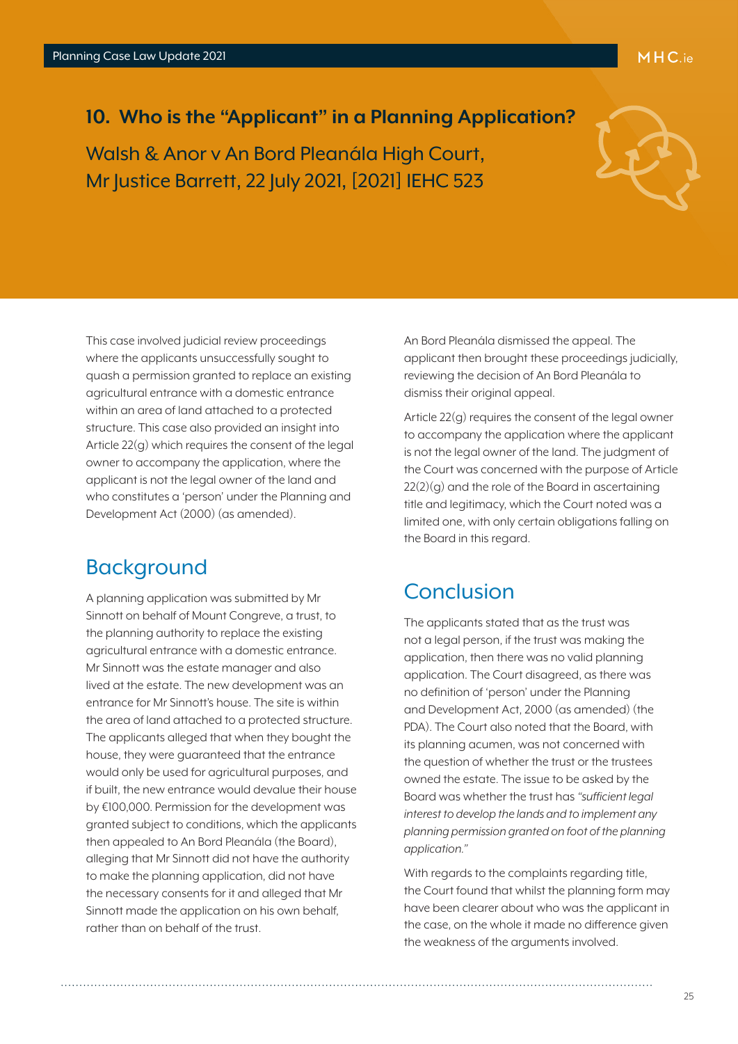## 10. Who is the "Applicant" in a Planning Application?

Walsh & Anor v An Bord Pleanála High Court, Mr Justice Barrett, 22 July 2021, [2021] IEHC 523

This case involved judicial review proceedings where the applicants unsuccessfully sought to quash a permission granted to replace an existing agricultural entrance with a domestic entrance within an area of land attached to a protected structure. This case also provided an insight into Article 22(g) which requires the consent of the legal owner to accompany the application, where the applicant is not the legal owner of the land and who constitutes a 'person' under the Planning and Development Act (2000) (as amended).

### Background

A planning application was submitted by Mr Sinnott on behalf of Mount Congreve, a trust, to the planning authority to replace the existing agricultural entrance with a domestic entrance. Mr Sinnott was the estate manager and also lived at the estate. The new development was an entrance for Mr Sinnott's house. The site is within the area of land attached to a protected structure. The applicants alleged that when they bought the house, they were guaranteed that the entrance would only be used for agricultural purposes, and if built, the new entrance would devalue their house by €100,000. Permission for the development was granted subject to conditions, which the applicants then appealed to An Bord Pleanála (the Board), alleging that Mr Sinnott did not have the authority to make the planning application, did not have the necessary consents for it and alleged that Mr Sinnott made the application on his own behalf, rather than on behalf of the trust.

An Bord Pleanála dismissed the appeal. The applicant then brought these proceedings judicially, reviewing the decision of An Bord Pleanála to dismiss their original appeal.

Article 22(g) requires the consent of the legal owner to accompany the application where the applicant is not the legal owner of the land. The judgment of the Court was concerned with the purpose of Article 22(2)(g) and the role of the Board in ascertaining title and legitimacy, which the Court noted was a limited one, with only certain obligations falling on the Board in this regard.

### Conclusion

The applicants stated that as the trust was not a legal person, if the trust was making the application, then there was no valid planning application. The Court disagreed, as there was no definition of 'person' under the Planning and Development Act, 2000 (as amended) (the PDA). The Court also noted that the Board, with its planning acumen, was not concerned with the question of whether the trust or the trustees owned the estate. The issue to be asked by the Board was whether the trust has *"sufficient legal interest to develop the lands and to implement any planning permission granted on foot of the planning application."*

With regards to the complaints regarding title, the Court found that whilst the planning form may have been clearer about who was the applicant in the case, on the whole it made no difference given the weakness of the arguments involved.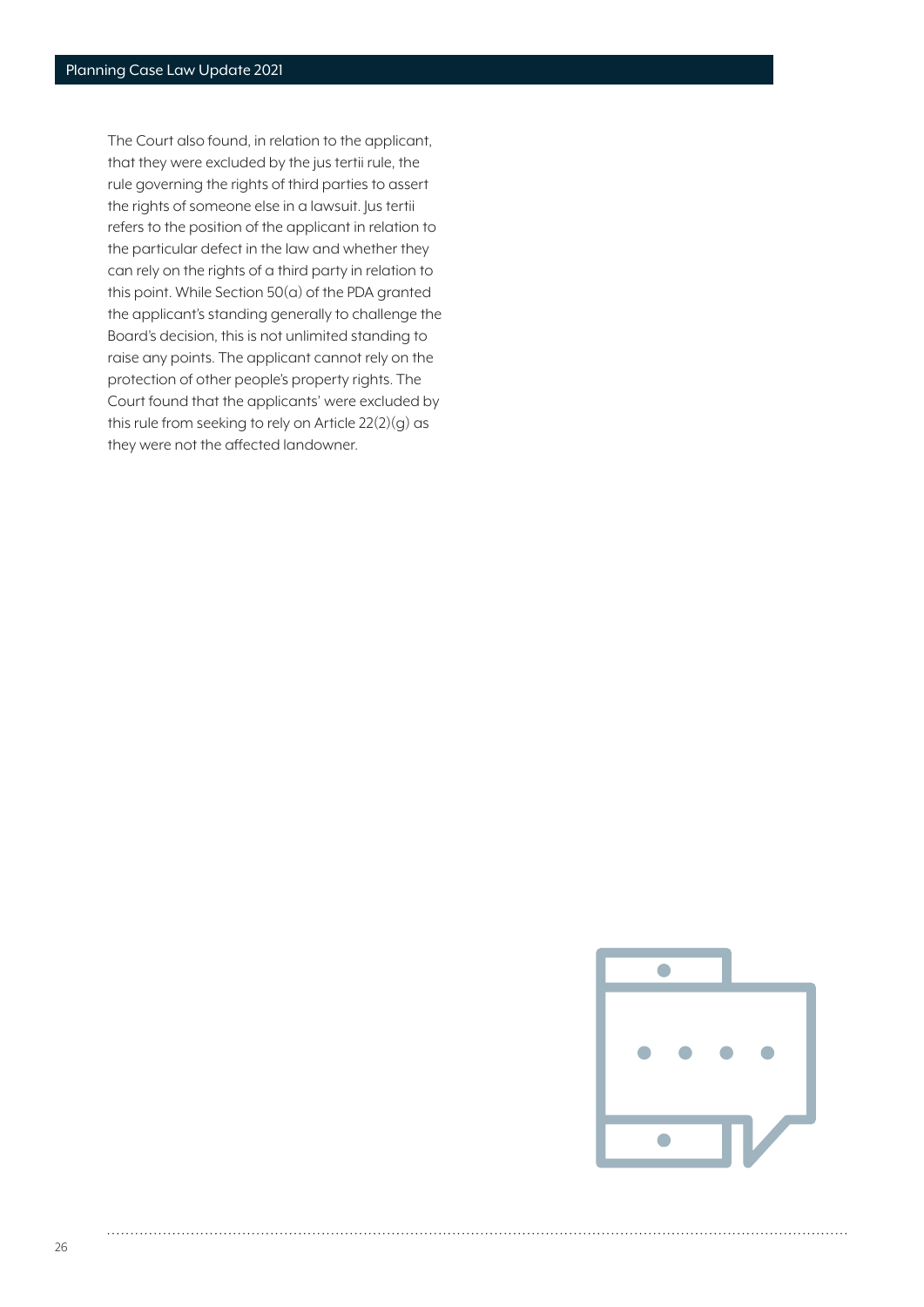The Court also found, in relation to the applicant, that they were excluded by the jus tertii rule, the rule governing the rights of third parties to assert the rights of someone else in a lawsuit. Jus tertii refers to the position of the applicant in relation to the particular defect in the law and whether they can rely on the rights of a third party in relation to this point. While Section 50(a) of the PDA granted the applicant's standing generally to challenge the Board's decision, this is not unlimited standing to raise any points. The applicant cannot rely on the protection of other people's property rights. The Court found that the applicants' were excluded by this rule from seeking to rely on Article 22(2)(g) as they were not the affected landowner.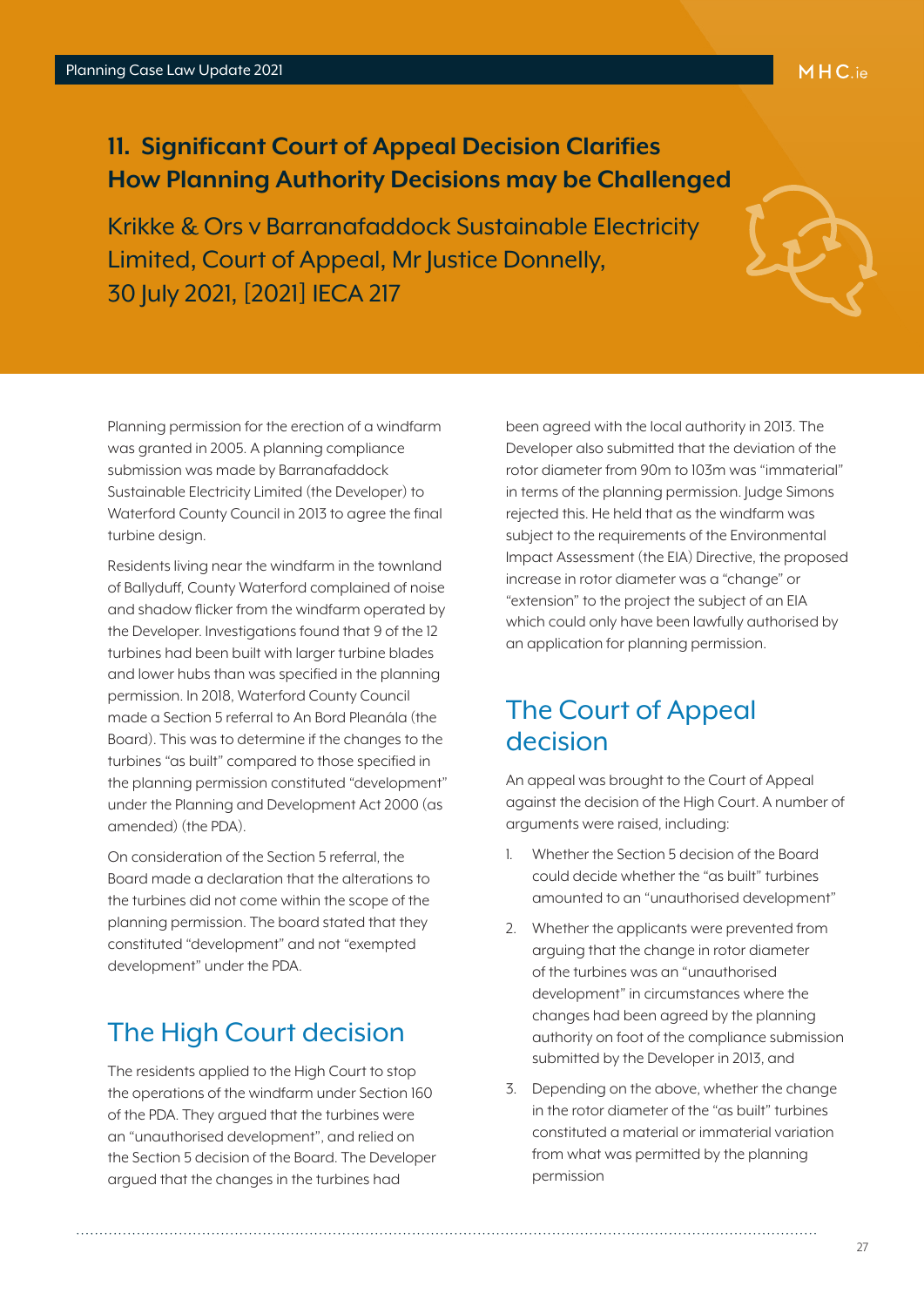## 11. Significant Court of Appeal Decision Clarifies How Planning Authority Decisions may be Challenged

Krikke & Ors v Barranafaddock Sustainable Electricity Limited, Court of Appeal, Mr Justice Donnelly, 30 July 2021, [2021] IECA 217

Planning permission for the erection of a windfarm was granted in 2005. A planning compliance submission was made by Barranafaddock Sustainable Electricity Limited (the Developer) to Waterford County Council in 2013 to agree the final turbine design.

Residents living near the windfarm in the townland of Ballyduff, County Waterford complained of noise and shadow flicker from the windfarm operated by the Developer. Investigations found that 9 of the 12 turbines had been built with larger turbine blades and lower hubs than was specified in the planning permission. In 2018, Waterford County Council made a Section 5 referral to An Bord Pleanála (the Board). This was to determine if the changes to the turbines "as built" compared to those specified in the planning permission constituted "development" under the Planning and Development Act 2000 (as amended) (the PDA).

On consideration of the Section 5 referral, the Board made a declaration that the alterations to the turbines did not come within the scope of the planning permission. The board stated that they constituted "development" and not "exempted development" under the PDA.

### The High Court decision

The residents applied to the High Court to stop the operations of the windfarm under Section 160 of the PDA. They argued that the turbines were an "unauthorised development", and relied on the Section 5 decision of the Board. The Developer argued that the changes in the turbines had been agreed with the local authority in 2013. The Developer also submitted that the deviation of the rotor diameter from 90m to 103m was "immaterial" in terms of the planning permission. Judge Simons rejected this. He held that as the windfarm was subject to the requirements of the Environmental Impact Assessment (the EIA) Directive, the proposed increase in rotor diameter was a "change" or "extension" to the project the subject of an EIA which could only have been lawfully authorised by an application for planning permission.

### The Court of Appeal decision

An appeal was brought to the Court of Appeal against the decision of the High Court. A number of arguments were raised, including:

1. Whether the Section 5 decision of the Board could decide whether the "as built" turbines amounted to an "unauthorised development"
2. Whether the applicants were prevented from arguing that the change in rotor diameter of the turbines was an "unauthorised development" in circumstances where the changes had been agreed by the planning authority on foot of the compliance submission submitted by the Developer in 2013, and
3. Depending on the above, whether the change in the rotor diameter of the "as built" turbines constituted a material or immaterial variation from what was permitted by the planning permission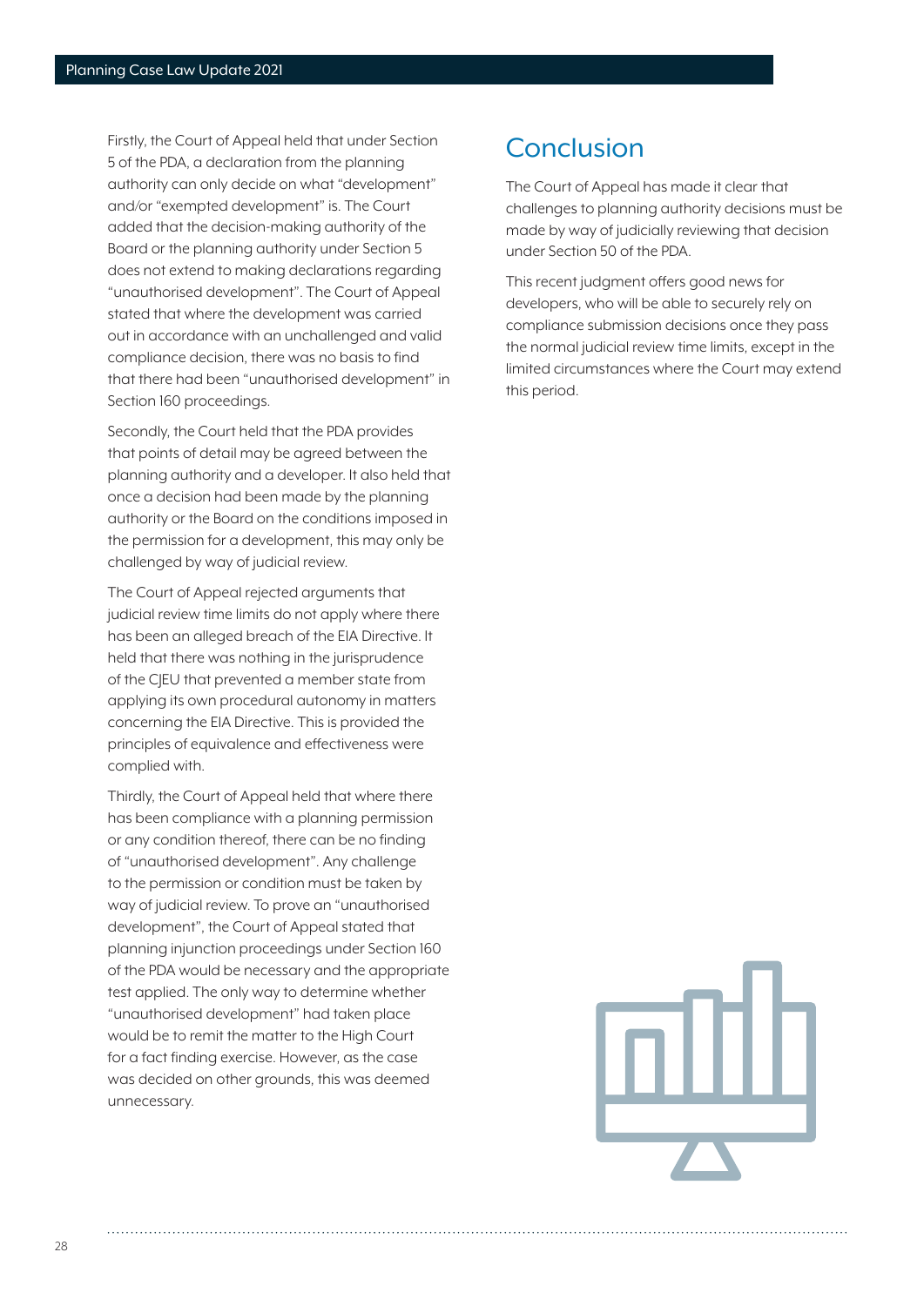Firstly, the Court of Appeal held that under Section 5 of the PDA, a declaration from the planning authority can only decide on what "development" and/or "exempted development" is. The Court added that the decision-making authority of the Board or the planning authority under Section 5 does not extend to making declarations regarding "unauthorised development". The Court of Appeal stated that where the development was carried out in accordance with an unchallenged and valid compliance decision, there was no basis to find that there had been "unauthorised development" in Section 160 proceedings.

Secondly, the Court held that the PDA provides that points of detail may be agreed between the planning authority and a developer. It also held that once a decision had been made by the planning authority or the Board on the conditions imposed in the permission for a development, this may only be challenged by way of judicial review.

The Court of Appeal rejected arguments that judicial review time limits do not apply where there has been an alleged breach of the EIA Directive. It held that there was nothing in the jurisprudence of the CJEU that prevented a member state from applying its own procedural autonomy in matters concerning the EIA Directive. This is provided the principles of equivalence and effectiveness were complied with.

Thirdly, the Court of Appeal held that where there has been compliance with a planning permission or any condition thereof, there can be no finding of "unauthorised development". Any challenge to the permission or condition must be taken by way of judicial review. To prove an "unauthorised development", the Court of Appeal stated that planning injunction proceedings under Section 160 of the PDA would be necessary and the appropriate test applied. The only way to determine whether "unauthorised development" had taken place would be to remit the matter to the High Court for a fact finding exercise. However, as the case was decided on other grounds, this was deemed unnecessary.

## Conclusion

The Court of Appeal has made it clear that challenges to planning authority decisions must be made by way of judicially reviewing that decision under Section 50 of the PDA.

This recent judgment offers good news for developers, who will be able to securely rely on compliance submission decisions once they pass the normal judicial review time limits, except in the limited circumstances where the Court may extend this period.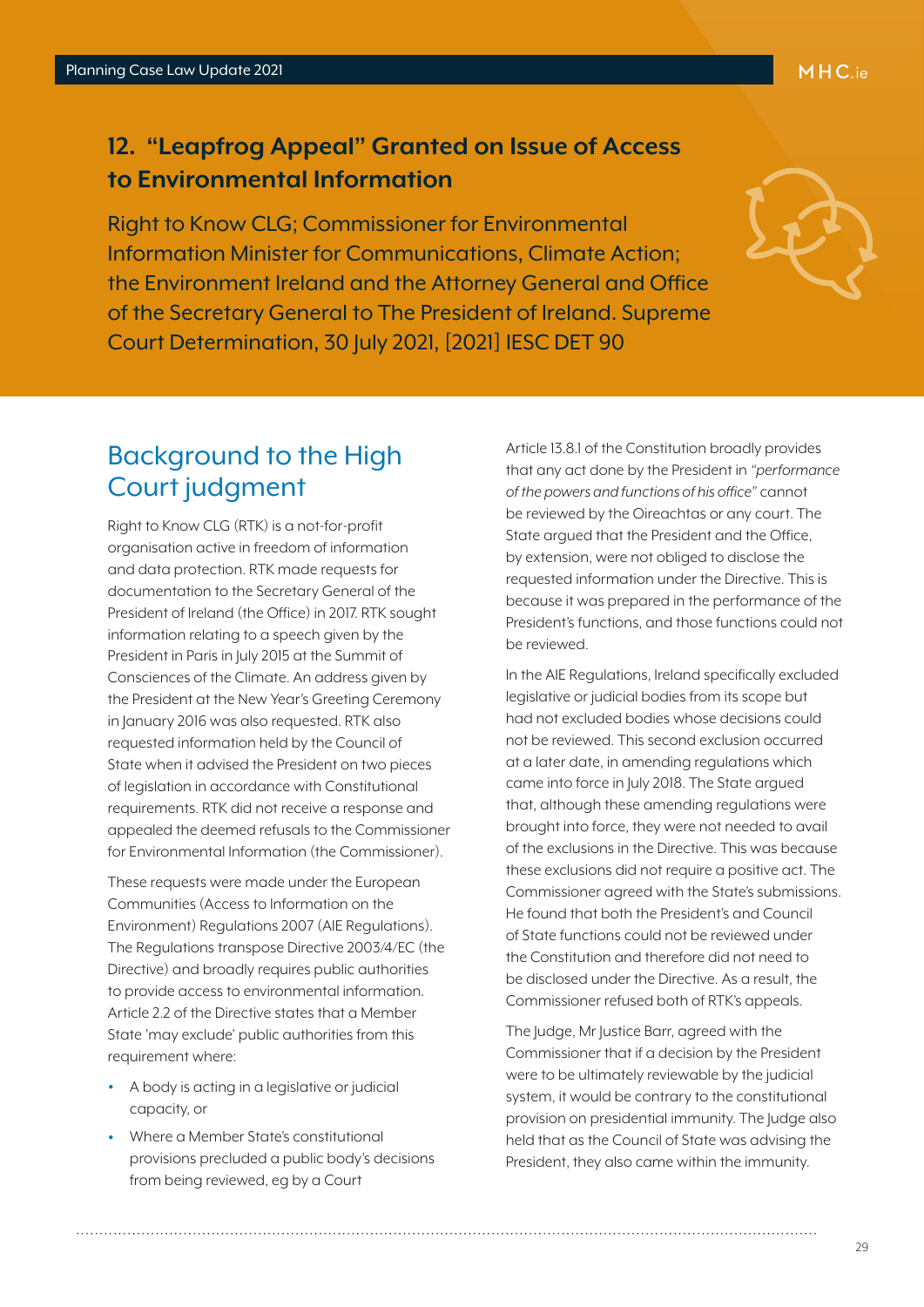## 12. "Leapfrog Appeal" Granted on Issue of Access to Environmental Information

Right to Know CLG; Commissioner for Environmental Information Minister for Communications, Climate Action; the Environment Ireland and the Attorney General and Office of the Secretary General to The President of Ireland. Supreme Court Determination, 30 July 2021, [2021] IESC DET 90

### Background to the High Court judgment

Right to Know CLG (RTK) is a not-for-profit organisation active in freedom of information and data protection. RTK made requests for documentation to the Secretary General of the President of Ireland (the Office) in 2017. RTK sought information relating to a speech given by the President in Paris in July 2015 at the Summit of Consciences of the Climate. An address given by the President at the New Year's Greeting Ceremony in January 2016 was also requested. RTK also requested information held by the Council of State when it advised the President on two pieces of legislation in accordance with Constitutional requirements. RTK did not receive a response and appealed the deemed refusals to the Commissioner for Environmental Information (the Commissioner).

These requests were made under the European Communities (Access to Information on the Environment) Regulations 2007 (AIE Regulations). The Regulations transpose Directive 2003/4/EC (the Directive) and broadly requires public authorities to provide access to environmental information. Article 2.2 of the Directive states that a Member State 'may exclude' public authorities from this requirement where:

- A body is acting in a legislative or judicial capacity, or
- Where a Member State's constitutional provisions precluded a public body's decisions from being reviewed, eg by a Court

Article 13.8.1 of the Constitution broadly provides that any act done by the President in *"performance of the powers and functions of his office"* cannot be reviewed by the Oireachtas or any court. The State argued that the President and the Office, by extension, were not obliged to disclose the requested information under the Directive. This is because it was prepared in the performance of the President's functions, and those functions could not be reviewed.

In the AIE Regulations, Ireland specifically excluded legislative or judicial bodies from its scope but had not excluded bodies whose decisions could not be reviewed. This second exclusion occurred at a later date, in amending regulations which came into force in July 2018. The State argued that, although these amending regulations were brought into force, they were not needed to avail of the exclusions in the Directive. This was because these exclusions did not require a positive act. The Commissioner agreed with the State's submissions. He found that both the President's and Council of State functions could not be reviewed under the Constitution and therefore did not need to be disclosed under the Directive. As a result, the Commissioner refused both of RTK's appeals.

The Judge, Mr Justice Barr, agreed with the Commissioner that if a decision by the President were to be ultimately reviewable by the judicial system, it would be contrary to the constitutional provision on presidential immunity. The Judge also held that as the Council of State was advising the President, they also came within the immunity.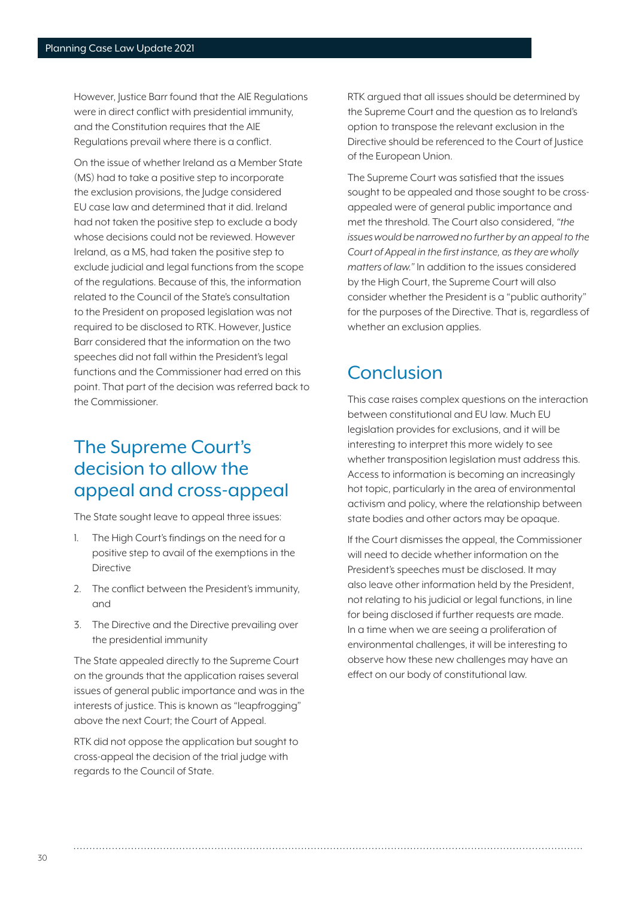However, Justice Barr found that the AIE Regulations were in direct conflict with presidential immunity, and the Constitution requires that the AIE Regulations prevail where there is a conflict.

On the issue of whether Ireland as a Member State (MS) had to take a positive step to incorporate the exclusion provisions, the Judge considered EU case law and determined that it did. Ireland had not taken the positive step to exclude a body whose decisions could not be reviewed. However Ireland, as a MS, had taken the positive step to exclude judicial and legal functions from the scope of the regulations. Because of this, the information related to the Council of the State's consultation to the President on proposed legislation was not required to be disclosed to RTK. However, Justice Barr considered that the information on the two speeches did not fall within the President's legal functions and the Commissioner had erred on this point. That part of the decision was referred back to the Commissioner.

## The Supreme Court's decision to allow the appeal and cross-appeal

The State sought leave to appeal three issues:

1. The High Court's findings on the need for a positive step to avail of the exemptions in the Directive
2. The conflict between the President's immunity, and
3. The Directive and the Directive prevailing over the presidential immunity

The State appealed directly to the Supreme Court on the grounds that the application raises several issues of general public importance and was in the interests of justice. This is known as "leapfrogging" above the next Court; the Court of Appeal.

RTK did not oppose the application but sought to cross-appeal the decision of the trial judge with regards to the Council of State.

RTK argued that all issues should be determined by the Supreme Court and the question as to Ireland's option to transpose the relevant exclusion in the Directive should be referenced to the Court of Justice of the European Union.

The Supreme Court was satisfied that the issues sought to be appealed and those sought to be cross-appealed were of general public importance and met the threshold. The Court also considered, *"the issues would be narrowed no further by an appeal to the Court of Appeal in the first instance, as they are wholly matters of law."* In addition to the issues considered by the High Court, the Supreme Court will also consider whether the President is a "public authority" for the purposes of the Directive. That is, regardless of whether an exclusion applies.

## Conclusion

This case raises complex questions on the interaction between constitutional and EU law. Much EU legislation provides for exclusions, and it will be interesting to interpret this more widely to see whether transposition legislation must address this. Access to information is becoming an increasingly hot topic, particularly in the area of environmental activism and policy, where the relationship between state bodies and other actors may be opaque.

If the Court dismisses the appeal, the Commissioner will need to decide whether information on the President's speeches must be disclosed. It may also leave other information held by the President, not relating to his judicial or legal functions, in line for being disclosed if further requests are made. In a time when we are seeing a proliferation of environmental challenges, it will be interesting to observe how these new challenges may have an effect on our body of constitutional law.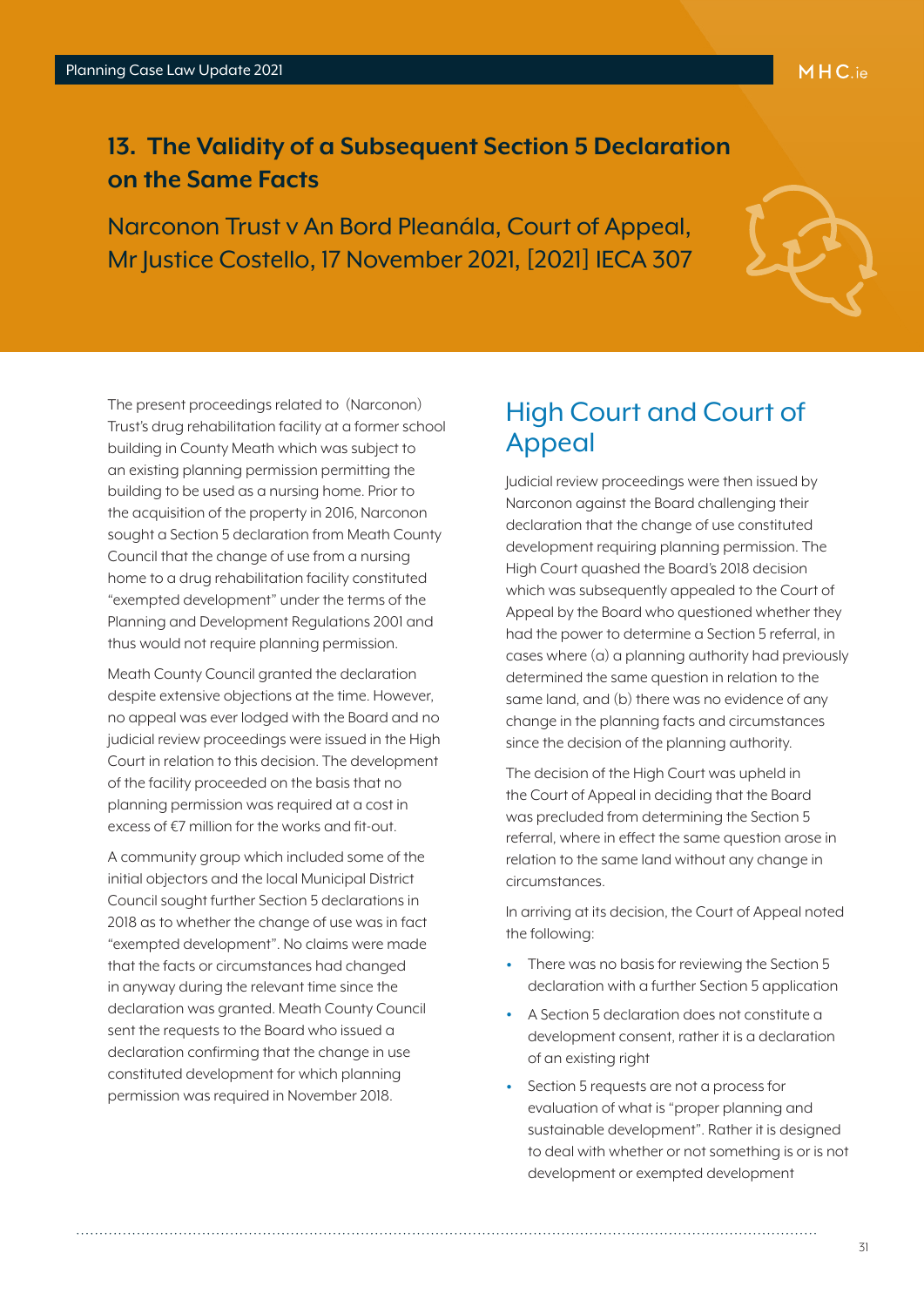## 13. The Validity of a Subsequent Section 5 Declaration on the Same Facts

Narconon Trust v An Bord Pleanála, Court of Appeal, Mr Justice Costello, 17 November 2021, [2021] IECA 307

The present proceedings related to (Narconon) Trust's drug rehabilitation facility at a former school building in County Meath which was subject to an existing planning permission permitting the building to be used as a nursing home. Prior to the acquisition of the property in 2016, Narconon sought a Section 5 declaration from Meath County Council that the change of use from a nursing home to a drug rehabilitation facility constituted "exempted development" under the terms of the Planning and Development Regulations 2001 and thus would not require planning permission.

Meath County Council granted the declaration despite extensive objections at the time. However, no appeal was ever lodged with the Board and no judicial review proceedings were issued in the High Court in relation to this decision. The development of the facility proceeded on the basis that no planning permission was required at a cost in excess of €7 million for the works and fit-out.

A community group which included some of the initial objectors and the local Municipal District Council sought further Section 5 declarations in 2018 as to whether the change of use was in fact "exempted development". No claims were made that the facts or circumstances had changed in anyway during the relevant time since the declaration was granted. Meath County Council sent the requests to the Board who issued a declaration confirming that the change in use constituted development for which planning permission was required in November 2018.

### High Court and Court of Appeal

Judicial review proceedings were then issued by Narconon against the Board challenging their declaration that the change of use constituted development requiring planning permission. The High Court quashed the Board's 2018 decision which was subsequently appealed to the Court of Appeal by the Board who questioned whether they had the power to determine a Section 5 referral, in cases where (a) a planning authority had previously determined the same question in relation to the same land, and (b) there was no evidence of any change in the planning facts and circumstances since the decision of the planning authority.

The decision of the High Court was upheld in the Court of Appeal in deciding that the Board was precluded from determining the Section 5 referral, where in effect the same question arose in relation to the same land without any change in circumstances.

In arriving at its decision, the Court of Appeal noted the following:

- There was no basis for reviewing the Section 5 declaration with a further Section 5 application
- A Section 5 declaration does not constitute a development consent, rather it is a declaration of an existing right
- Section 5 requests are not a process for evaluation of what is "proper planning and sustainable development". Rather it is designed to deal with whether or not something is or is not development or exempted development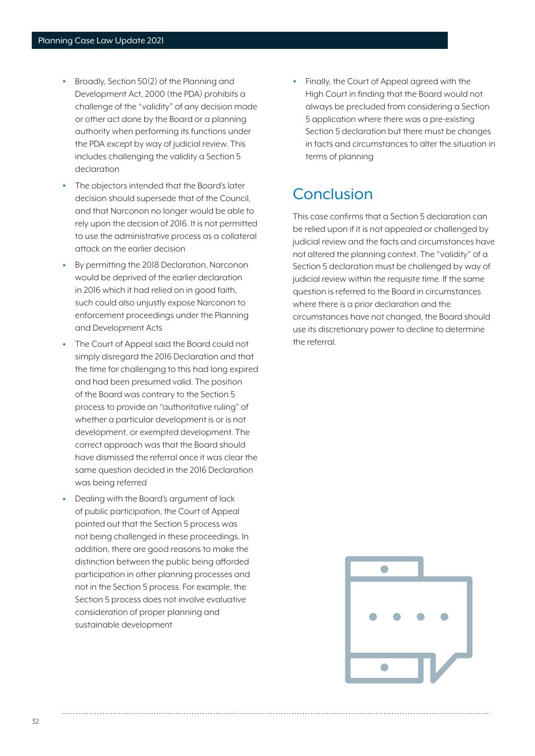- Broadly, Section 50(2) of the Planning and Development Act, 2000 (the PDA) prohibits a challenge of the "validity" of any decision made or other act done by the Board or a planning authority when performing its functions under the PDA except by way of judicial review. This includes challenging the validity a Section 5 declaration
- The objectors intended that the Board's later decision should supersede that of the Council, and that Narconon no longer would be able to rely upon the decision of 2016. It is not permitted to use the administrative process as a collateral attack on the earlier decision
- By permitting the 2018 Declaration, Narconon would be deprived of the earlier declaration in 2016 which it had relied on in good faith, such could also unjustly expose Narconon to enforcement proceedings under the Planning and Development Acts
- The Court of Appeal said the Board could not simply disregard the 2016 Declaration and that the time for challenging to this had long expired and had been presumed valid. The position of the Board was contrary to the Section 5 process to provide an "authoritative ruling" of whether a particular development is or is not development, or exempted development. The correct approach was that the Board should have dismissed the referral once it was clear the same question decided in the 2016 Declaration was being referred
- Dealing with the Board's argument of lack of public participation, the Court of Appeal pointed out that the Section 5 process was not being challenged in these proceedings. In addition, there are good reasons to make the distinction between the public being afforded participation in other planning processes and not in the Section 5 process. For example, the Section 5 process does not involve evaluative consideration of proper planning and sustainable development
- Finally, the Court of Appeal agreed with the High Court in finding that the Board would not always be precluded from considering a Section 5 application where there was a pre-existing Section 5 declaration but there must be changes in facts and circumstances to alter the situation in terms of planning

## Conclusion

This case confirms that a Section 5 declaration can be relied upon if it is not appealed or challenged by judicial review and the facts and circumstances have not altered the planning context. The "validity" of a Section 5 declaration must be challenged by way of judicial review within the requisite time. If the same question is referred to the Board in circumstances where there is a prior declaration and the circumstances have not changed, the Board should use its discretionary power to decline to determine the referral.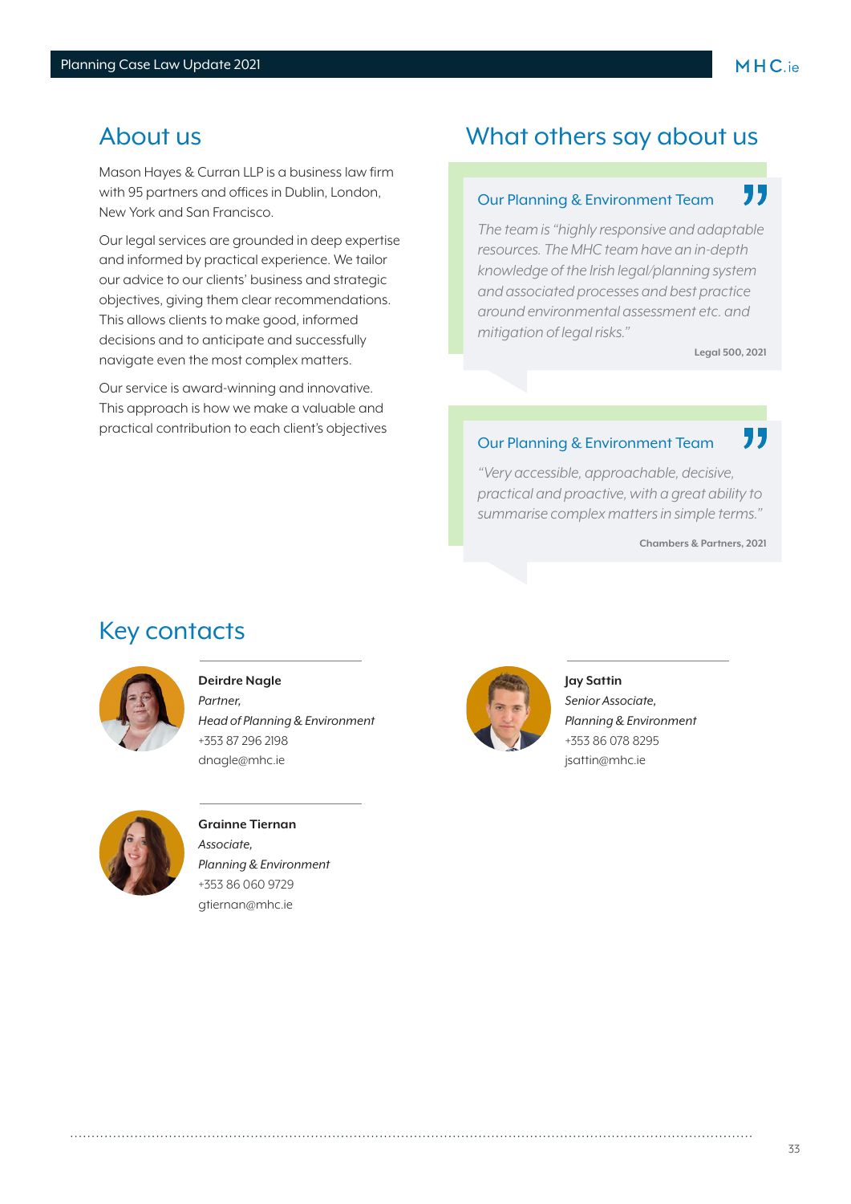## About us

Mason Hayes & Curran LLP is a business law firm with 95 partners and offices in Dublin, London, New York and San Francisco.

Our legal services are grounded in deep expertise and informed by practical experience. We tailor our advice to our clients' business and strategic objectives, giving them clear recommendations. This allows clients to make good, informed decisions and to anticipate and successfully navigate even the most complex matters.

Our service is award-winning and innovative. This approach is how we make a valuable and practical contribution to each client's objectives

## What others say about us

### Our Planning & Environment Team

*The team is "highly responsive and adaptable resources. The MHC team have an in-depth knowledge of the Irish legal/planning system and associated processes and best practice around environmental assessment etc. and mitigation of legal risks."*

**Legal 500, 2021**

### Our Planning & Environment Team

*"Very accessible, approachable, decisive, practical and proactive, with a great ability to summarise complex matters in simple terms."*

**Chambers & Partners, 2021**

## Key contacts

**Deirdre Nagle**
*Partner,*
*Head of Planning & Environment*
+353 87 296 2198
dnagle@mhc.ie

**Jay Sattin**
*Senior Associate,*
*Planning & Environment*
+353 86 078 8295
jsattin@mhc.ie

**Grainne Tiernan**
*Associate,*
*Planning & Environment*
+353 86 060 9729
gtiernan@mhc.ie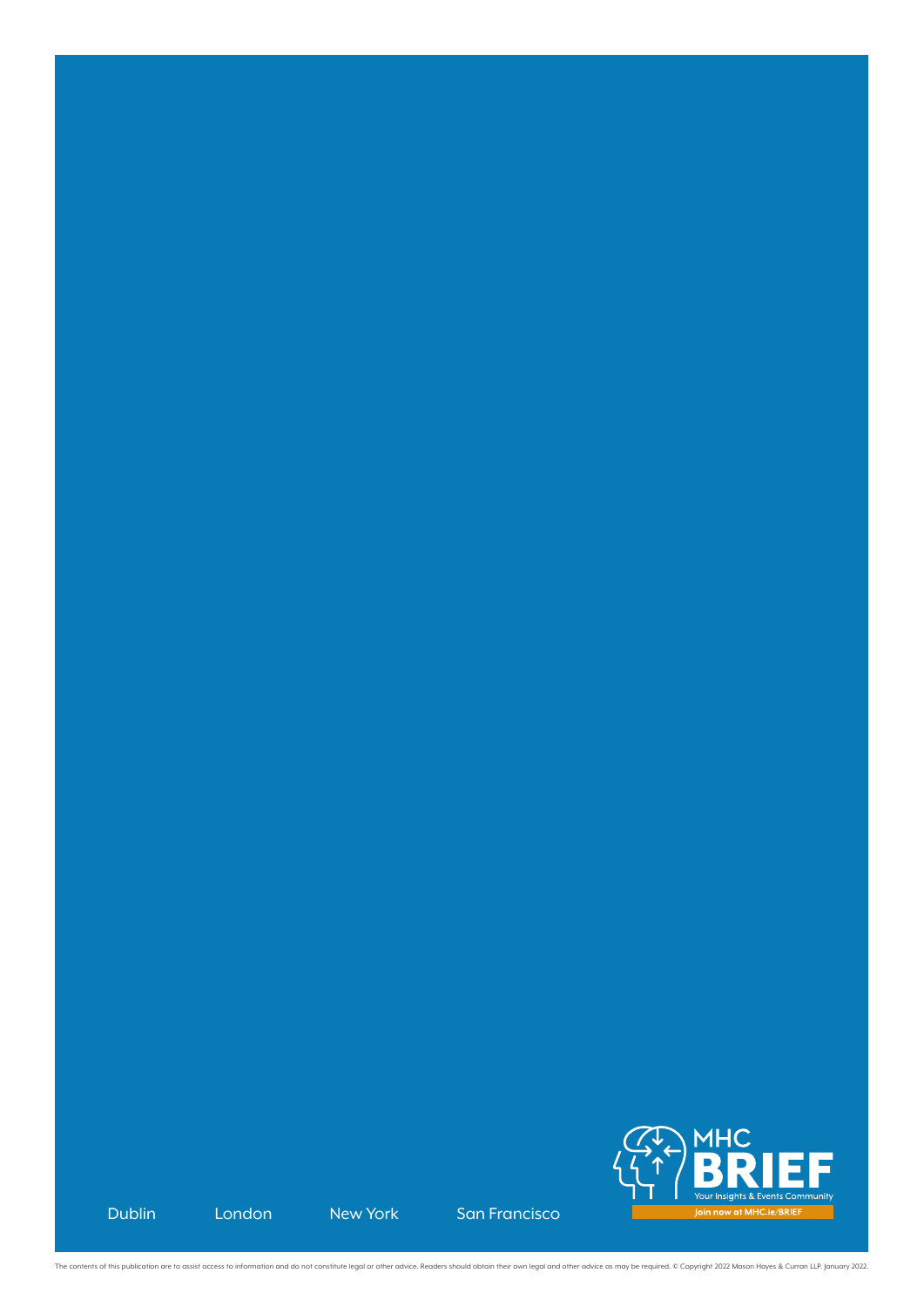MHC

BRIEF

Your Insights & Events Community

Join now at MHC.ie/BRIEF

Dublin London New York San Francisco

The contents of this publication are to assist access to information and do not constitute legal or other advice. Readers should obtain their own legal and other advice as may be required. © Copyright 2022 Mason Hayes & Curran LLP. January 2022.